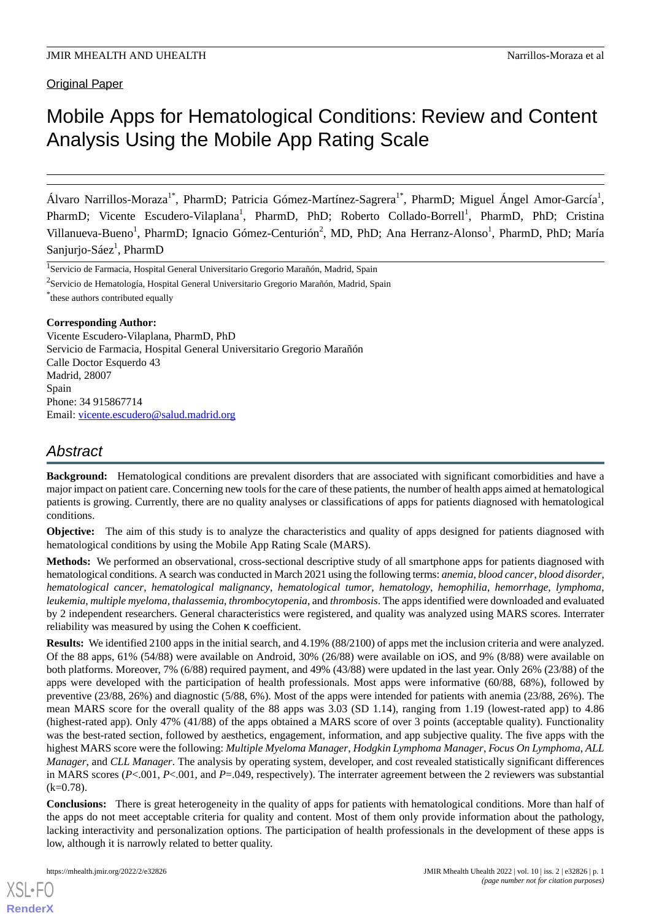Original Paper

# Mobile Apps for Hematological Conditions: Review and Content Analysis Using the Mobile App Rating Scale

Álvaro Narrillos-Moraza[1*], PharmD; Patricia Gómez-Martínez-Sagrera[1*], PharmD; Miguel Ángel Amor-García[1], PharmD; Vicente Escudero-Vilaplana[1], PharmD, PhD; Roberto Collado-Borrell[1], PharmD, PhD; Cristina Villanueva-Bueno[1], PharmD; Ignacio Gómez-Centurión[2], MD, PhD; Ana Herranz-Alonso[1], PharmD, PhD; María Sanjurjo-Sáez[1], PharmD

[1]Servicio de Farmacia, Hospital General Universitario Gregorio Marañón, Madrid, Spain

[2]Servicio de Hematología, Hospital General Universitario Gregorio Marañón, Madrid, Spain

[*]these authors contributed equally

**Corresponding Author:**
Vicente Escudero-Vilaplana, PharmD, PhD
Servicio de Farmacia, Hospital General Universitario Gregorio Marañón
Calle Doctor Esquerdo 43
Madrid, 28007
Spain
Phone: 34 915867714
Email: vicente.escudero@salud.madrid.org

## Abstract

**Background:** Hematological conditions are prevalent disorders that are associated with significant comorbidities and have a major impact on patient care. Concerning new tools for the care of these patients, the number of health apps aimed at hematological patients is growing. Currently, there are no quality analyses or classifications of apps for patients diagnosed with hematological conditions.

**Objective:** The aim of this study is to analyze the characteristics and quality of apps designed for patients diagnosed with hematological conditions by using the Mobile App Rating Scale (MARS).

**Methods:** We performed an observational, cross-sectional descriptive study of all smartphone apps for patients diagnosed with hematological conditions. A search was conducted in March 2021 using the following terms: *anemia, blood cancer*, *blood disorder*, *hematological cancer*, *hematological malignancy*, *hematological tumor*, *hematology*, *hemophilia*, *hemorrhage*, *lymphoma*, *leukemia*, *multiple myeloma*, *thalassemia*, *thrombocytopenia*, and *thrombosis*. The apps identified were downloaded and evaluated by 2 independent researchers. General characteristics were registered, and quality was analyzed using MARS scores. Interrater reliability was measured by using the Cohen κ coefficient.

**Results:** We identified 2100 apps in the initial search, and 4.19% (88/2100) of apps met the inclusion criteria and were analyzed. Of the 88 apps, 61% (54/88) were available on Android, 30% (26/88) were available on iOS, and 9% (8/88) were available on both platforms. Moreover, 7% (6/88) required payment, and 49% (43/88) were updated in the last year. Only 26% (23/88) of the apps were developed with the participation of health professionals. Most apps were informative (60/88, 68%), followed by preventive (23/88, 26%) and diagnostic (5/88, 6%). Most of the apps were intended for patients with anemia (23/88, 26%). The mean MARS score for the overall quality of the 88 apps was 3.03 (SD 1.14), ranging from 1.19 (lowest-rated app) to 4.86 (highest-rated app). Only 47% (41/88) of the apps obtained a MARS score of over 3 points (acceptable quality). Functionality was the best-rated section, followed by aesthetics, engagement, information, and app subjective quality. The five apps with the highest MARS score were the following: *Multiple Myeloma Manager*, *Hodgkin Lymphoma Manager*, *Focus On Lymphoma*, *ALL Manager*, and *CLL Manager*. The analysis by operating system, developer, and cost revealed statistically significant differences in MARS scores ($P<.001$, $P<.001$, and $P=.049$, respectively). The interrater agreement between the 2 reviewers was substantial (k=0.78).

**Conclusions:** There is great heterogeneity in the quality of apps for patients with hematological conditions. More than half of the apps do not meet acceptable criteria for quality and content. Most of them only provide information about the pathology, lacking interactivity and personalization options. The participation of health professionals in the development of these apps is low, although it is narrowly related to better quality.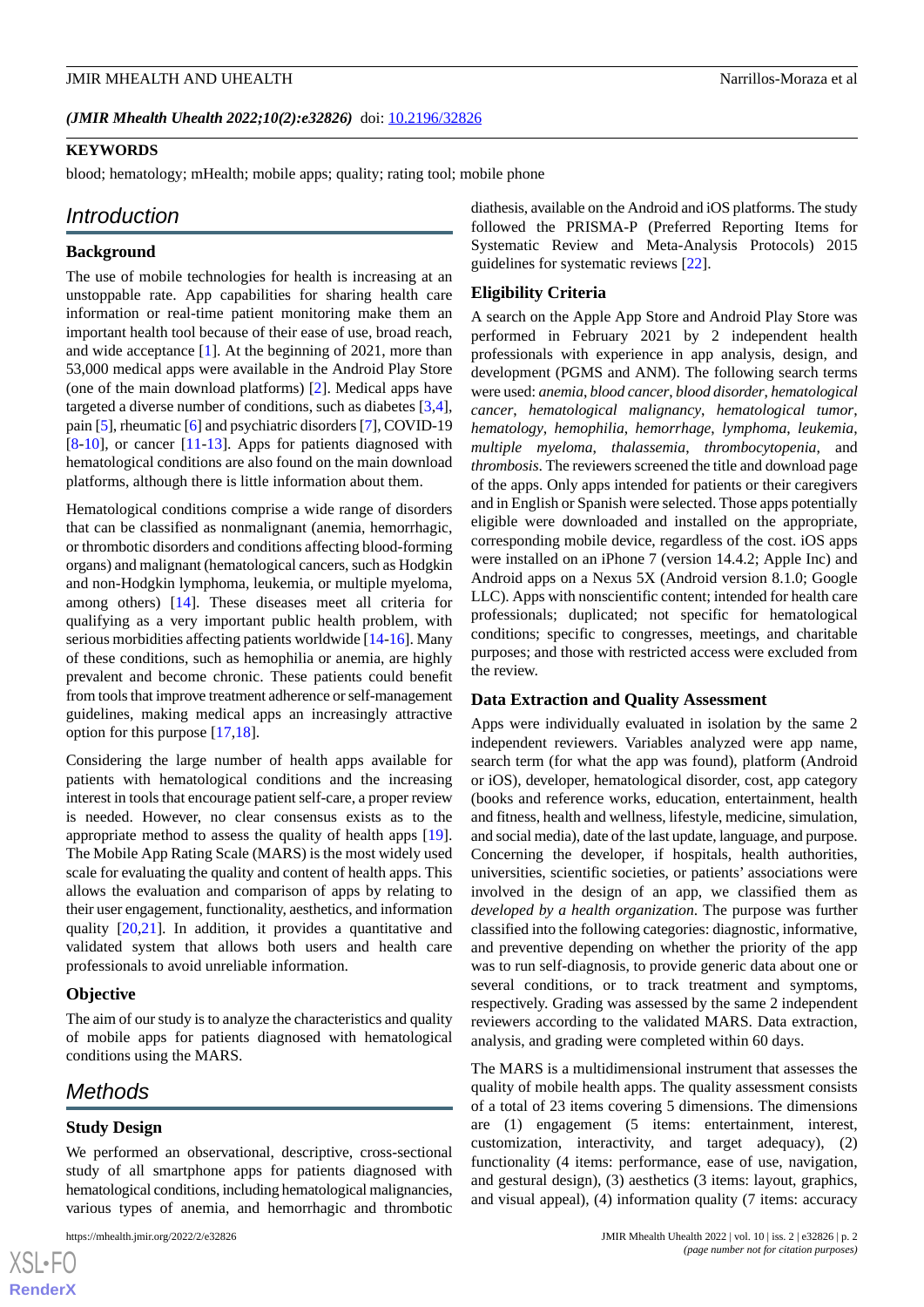*(JMIR Mhealth Uhealth 2022;10(2):e32826)* doi: 10.2196/32826

**KEYWORDS**

blood; hematology; mHealth; mobile apps; quality; rating tool; mobile phone

## Introduction

### Background

The use of mobile technologies for health is increasing at an unstoppable rate. App capabilities for sharing health care information or real-time patient monitoring make them an important health tool because of their ease of use, broad reach, and wide acceptance [1]. At the beginning of 2021, more than 53,000 medical apps were available in the Android Play Store (one of the main download platforms) [2]. Medical apps have targeted a diverse number of conditions, such as diabetes [3,4], pain [5], rheumatic [6] and psychiatric disorders [7], COVID-19 [8-10], or cancer [11-13]. Apps for patients diagnosed with hematological conditions are also found on the main download platforms, although there is little information about them.

Hematological conditions comprise a wide range of disorders that can be classified as nonmalignant (anemia, hemorrhagic, or thrombotic disorders and conditions affecting blood-forming organs) and malignant (hematological cancers, such as Hodgkin and non-Hodgkin lymphoma, leukemia, or multiple myeloma, among others) [14]. These diseases meet all criteria for qualifying as a very important public health problem, with serious morbidities affecting patients worldwide [14-16]. Many of these conditions, such as hemophilia or anemia, are highly prevalent and become chronic. These patients could benefit from tools that improve treatment adherence or self-management guidelines, making medical apps an increasingly attractive option for this purpose [17,18].

Considering the large number of health apps available for patients with hematological conditions and the increasing interest in tools that encourage patient self-care, a proper review is needed. However, no clear consensus exists as to the appropriate method to assess the quality of health apps [19]. The Mobile App Rating Scale (MARS) is the most widely used scale for evaluating the quality and content of health apps. This allows the evaluation and comparison of apps by relating to their user engagement, functionality, aesthetics, and information quality [20,21]. In addition, it provides a quantitative and validated system that allows both users and health care professionals to avoid unreliable information.

### Objective

The aim of our study is to analyze the characteristics and quality of mobile apps for patients diagnosed with hematological conditions using the MARS.

## Methods

### Study Design

We performed an observational, descriptive, cross-sectional study of all smartphone apps for patients diagnosed with hematological conditions, including hematological malignancies, various types of anemia, and hemorrhagic and thrombotic diathesis, available on the Android and iOS platforms. The study followed the PRISMA-P (Preferred Reporting Items for Systematic Review and Meta-Analysis Protocols) 2015 guidelines for systematic reviews [22].

### Eligibility Criteria

A search on the Apple App Store and Android Play Store was performed in February 2021 by 2 independent health professionals with experience in app analysis, design, and development (PGMS and ANM). The following search terms were used: *anemia*, *blood cancer*, *blood disorder*, *hematological cancer*, *hematological malignancy*, *hematological tumor*, *hematology*, *hemophilia*, *hemorrhage*, *lymphoma*, *leukemia*, *multiple myeloma*, *thalassemia*, *thrombocytopenia*, and *thrombosis*. The reviewers screened the title and download page of the apps. Only apps intended for patients or their caregivers and in English or Spanish were selected. Those apps potentially eligible were downloaded and installed on the appropriate, corresponding mobile device, regardless of the cost. iOS apps were installed on an iPhone 7 (version 14.4.2; Apple Inc) and Android apps on a Nexus 5X (Android version 8.1.0; Google LLC). Apps with nonscientific content; intended for health care professionals; duplicated; not specific for hematological conditions; specific to congresses, meetings, and charitable purposes; and those with restricted access were excluded from the review.

### Data Extraction and Quality Assessment

Apps were individually evaluated in isolation by the same 2 independent reviewers. Variables analyzed were app name, search term (for what the app was found), platform (Android or iOS), developer, hematological disorder, cost, app category (books and reference works, education, entertainment, health and fitness, health and wellness, lifestyle, medicine, simulation, and social media), date of the last update, language, and purpose. Concerning the developer, if hospitals, health authorities, universities, scientific societies, or patients' associations were involved in the design of an app, we classified them as *developed by a health organization*. The purpose was further classified into the following categories: diagnostic, informative, and preventive depending on whether the priority of the app was to run self-diagnosis, to provide generic data about one or several conditions, or to track treatment and symptoms, respectively. Grading was assessed by the same 2 independent reviewers according to the validated MARS. Data extraction, analysis, and grading were completed within 60 days.

The MARS is a multidimensional instrument that assesses the quality of mobile health apps. The quality assessment consists of a total of 23 items covering 5 dimensions. The dimensions are (1) engagement (5 items: entertainment, interest, customization, interactivity, and target adequacy), (2) functionality (4 items: performance, ease of use, navigation, and gestural design), (3) aesthetics (3 items: layout, graphics, and visual appeal), (4) information quality (7 items: accuracy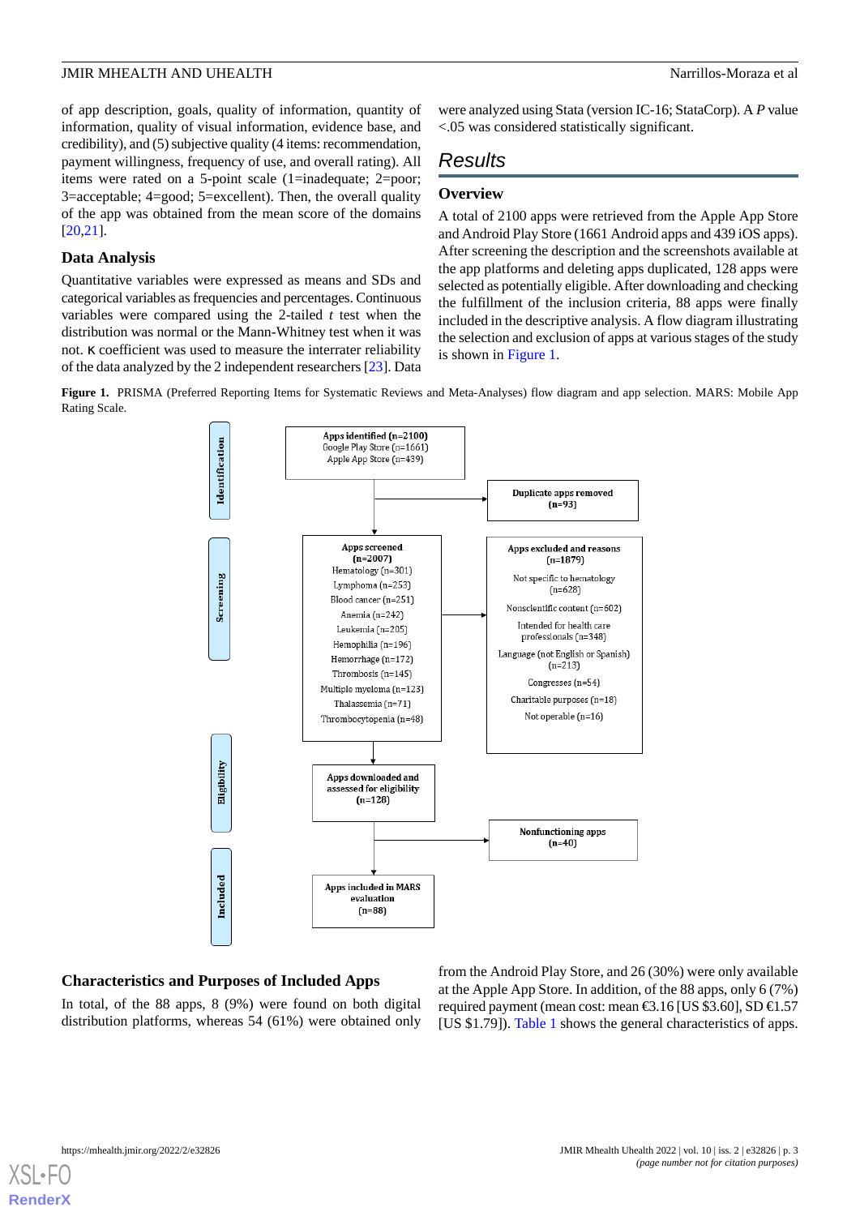of app description, goals, quality of information, quantity of information, quality of visual information, evidence base, and credibility), and (5) subjective quality (4 items: recommendation, payment willingness, frequency of use, and overall rating). All items were rated on a 5-point scale (1=inadequate; 2=poor; 3=acceptable; 4=good; 5=excellent). Then, the overall quality of the app was obtained from the mean score of the domains [20,21].

### Data Analysis

Quantitative variables were expressed as means and SDs and categorical variables as frequencies and percentages. Continuous variables were compared using the 2-tailed *t* test when the distribution was normal or the Mann-Whitney test when it was not. κ coefficient was used to measure the interrater reliability of the data analyzed by the 2 independent researchers [23]. Data were analyzed using Stata (version IC-16; StataCorp). A *P* value <.05 was considered statistically significant.

## Results

### Overview

A total of 2100 apps were retrieved from the Apple App Store and Android Play Store (1661 Android apps and 439 iOS apps). After screening the description and the screenshots available at the app platforms and deleting apps duplicated, 128 apps were selected as potentially eligible. After downloading and checking the fulfillment of the inclusion criteria, 88 apps were finally included in the descriptive analysis. A flow diagram illustrating the selection and exclusion of apps at various stages of the study is shown in Figure 1.

**Figure 1.** PRISMA (Preferred Reporting Items for Systematic Reviews and Meta-Analyses) flow diagram and app selection. MARS: Mobile App Rating Scale.

**Identification**
- Apps identified (n=2100): Google Play Store (n=1661), Apple App Store (n=439)
- Duplicate apps removed (n=93)

**Screening**
- Apps screened (n=2007): Hematology (n=301), Lymphoma (n=253), Blood cancer (n=251), Anemia (n=242), Leukemia (n=205), Hemophilia (n=196), Hemorrhage (n=172), Thrombosis (n=145), Multiple myeloma (n=123), Thalassemia (n=71), Thrombocytopenia (n=48)
- Apps excluded and reasons (n=1879): Not specific to hematology (n=628), Nonscientific content (n=602), Intended for health care professionals (n=348), Language (not English or Spanish) (n=213), Congresses (n=54), Charitable purposes (n=18), Not operable (n=16)

**Eligibility**
- Apps downloaded and assessed for eligibility (n=128)
- Nonfunctioning apps (n=40)

**Included**
- Apps included in MARS evaluation (n=88)

### Characteristics and Purposes of Included Apps

In total, of the 88 apps, 8 (9%) were found on both digital distribution platforms, whereas 54 (61%) were obtained only from the Android Play Store, and 26 (30%) were only available at the Apple App Store. In addition, of the 88 apps, only 6 (7%) required payment (mean cost: mean €3.16 [US $3.60], SD €1.57 [US $1.79]). Table 1 shows the general characteristics of apps.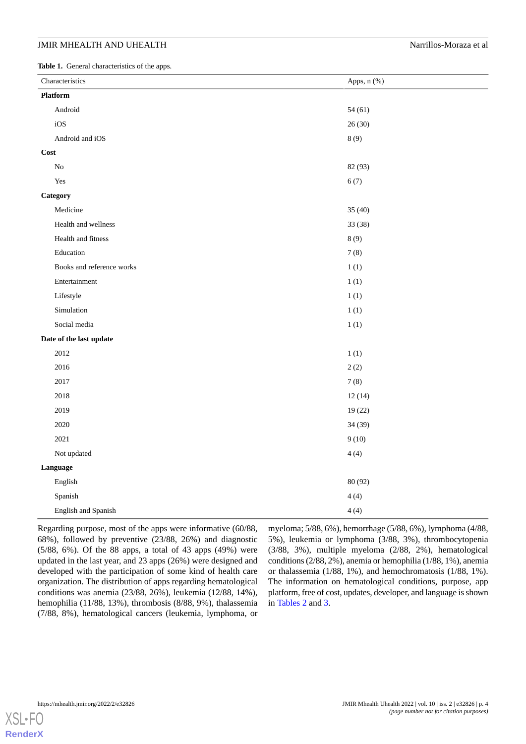**Table 1.** General characteristics of the apps.

| Characteristics | Apps, n (%) |
|---|---|
| **Platform** | |
| Android | 54 (61) |
| iOS | 26 (30) |
| Android and iOS | 8 (9) |
| **Cost** | |
| No | 82 (93) |
| Yes | 6 (7) |
| **Category** | |
| Medicine | 35 (40) |
| Health and wellness | 33 (38) |
| Health and fitness | 8 (9) |
| Education | 7 (8) |
| Books and reference works | 1 (1) |
| Entertainment | 1 (1) |
| Lifestyle | 1 (1) |
| Simulation | 1 (1) |
| Social media | 1 (1) |
| **Date of the last update** | |
| 2012 | 1 (1) |
| 2016 | 2 (2) |
| 2017 | 7 (8) |
| 2018 | 12 (14) |
| 2019 | 19 (22) |
| 2020 | 34 (39) |
| 2021 | 9 (10) |
| Not updated | 4 (4) |
| **Language** | |
| English | 80 (92) |
| Spanish | 4 (4) |
| English and Spanish | 4 (4) |

Regarding purpose, most of the apps were informative (60/88, 68%), followed by preventive (23/88, 26%) and diagnostic (5/88, 6%). Of the 88 apps, a total of 43 apps (49%) were updated in the last year, and 23 apps (26%) were designed and developed with the participation of some kind of health care organization. The distribution of apps regarding hematological conditions was anemia (23/88, 26%), leukemia (12/88, 14%), hemophilia (11/88, 13%), thrombosis (8/88, 9%), thalassemia (7/88, 8%), hematological cancers (leukemia, lymphoma, or myeloma; 5/88, 6%), hemorrhage (5/88, 6%), lymphoma (4/88, 5%), leukemia or lymphoma (3/88, 3%), thrombocytopenia (3/88, 3%), multiple myeloma (2/88, 2%), hematological conditions (2/88, 2%), anemia or hemophilia (1/88, 1%), anemia or thalassemia (1/88, 1%), and hemochromatosis (1/88, 1%). The information on hematological conditions, purpose, app platform, free of cost, updates, developer, and language is shown in Tables 2 and 3.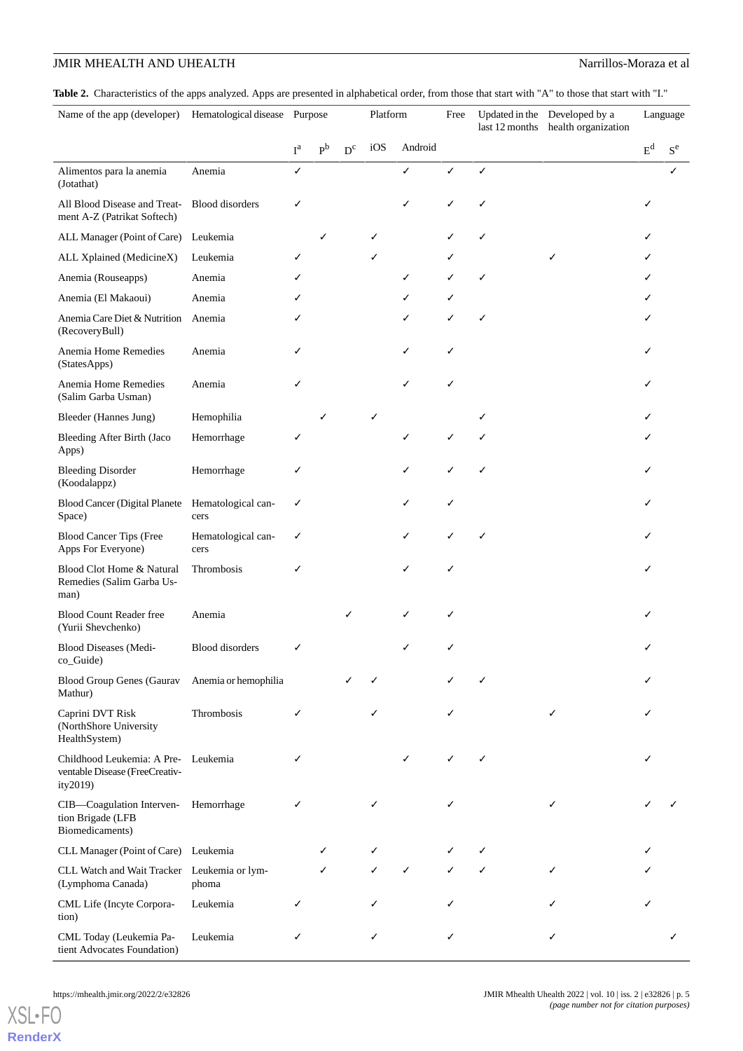**Table 2.** Characteristics of the apps analyzed. Apps are presented in alphabetical order, from those that start with "A" to those that start with "I."

| Name of the app (developer) | Hematological disease | Purpose | | | Platform | | Free | Updated in the last 12 months | Developed by a health organization | Language | |
|---|---|---|---|---|---|---|---|---|---|---|---|
| | | I[a] | P[b] | D[c] | iOS | Android | | | | E[d] | S[e] |
| Alimentos para la anemia (Jotathat) | Anemia | ✓ | | | | ✓ | ✓ | ✓ | | | ✓ |
| All Blood Disease and Treatment A-Z (Patrikat Softech) | Blood disorders | ✓ | | | | ✓ | ✓ | ✓ | | ✓ | |
| ALL Manager (Point of Care) | Leukemia | | ✓ | | ✓ | | ✓ | ✓ | | ✓ | |
| ALL Xplained (MedicineX) | Leukemia | ✓ | | | ✓ | | ✓ | | ✓ | ✓ | |
| Anemia (Rouseapps) | Anemia | ✓ | | | | ✓ | ✓ | ✓ | | ✓ | |
| Anemia (El Makaoui) | Anemia | ✓ | | | | ✓ | ✓ | | | ✓ | |
| Anemia Care Diet & Nutrition (RecoveryBull) | Anemia | ✓ | | | | ✓ | ✓ | ✓ | | ✓ | |
| Anemia Home Remedies (StatesApps) | Anemia | ✓ | | | | ✓ | ✓ | | | ✓ | |
| Anemia Home Remedies (Salim Garba Usman) | Anemia | ✓ | | | | ✓ | ✓ | | | ✓ | |
| Bleeder (Hannes Jung) | Hemophilia | | ✓ | | ✓ | | | ✓ | | ✓ | |
| Bleeding After Birth (Jaco Apps) | Hemorrhage | ✓ | | | | ✓ | ✓ | ✓ | | ✓ | |
| Bleeding Disorder (Koodalappz) | Hemorrhage | ✓ | | | | ✓ | ✓ | ✓ | | ✓ | |
| Blood Cancer (Digital Planete Space) | Hematological cancers | ✓ | | | | ✓ | ✓ | | | ✓ | |
| Blood Cancer Tips (Free Apps For Everyone) | Hematological cancers | ✓ | | | | ✓ | ✓ | ✓ | | ✓ | |
| Blood Clot Home & Natural Remedies (Salim Garba Usman) | Thrombosis | ✓ | | | | ✓ | ✓ | | | ✓ | |
| Blood Count Reader free (Yurii Shevchenko) | Anemia | | | ✓ | | ✓ | ✓ | | | ✓ | |
| Blood Diseases (Medico_Guide) | Blood disorders | ✓ | | | | ✓ | ✓ | | | ✓ | |
| Blood Group Genes (Gaurav Mathur) | Anemia or hemophilia | | | ✓ | ✓ | | ✓ | ✓ | | ✓ | |
| Caprini DVT Risk (NorthShore University HealthSystem) | Thrombosis | ✓ | | | ✓ | | ✓ | | ✓ | ✓ | |
| Childhood Leukemia: A Preventable Disease (FreeCreativity2019) | Leukemia | ✓ | | | | ✓ | ✓ | ✓ | | ✓ | |
| CIB—Coagulation Intervention Brigade (LFB Biomedicaments) | Hemorrhage | ✓ | | | ✓ | | ✓ | | ✓ | ✓ | ✓ |
| CLL Manager (Point of Care) | Leukemia | | ✓ | | ✓ | | ✓ | ✓ | | ✓ | |
| CLL Watch and Wait Tracker (Lymphoma Canada) | Leukemia or lymphoma | | ✓ | | ✓ | ✓ | ✓ | ✓ | ✓ | ✓ | |
| CML Life (Incyte Corporation) | Leukemia | ✓ | | | ✓ | | ✓ | | ✓ | ✓ | |
| CML Today (Leukemia Patient Advocates Foundation) | Leukemia | ✓ | | | ✓ | | ✓ | | ✓ | | ✓ |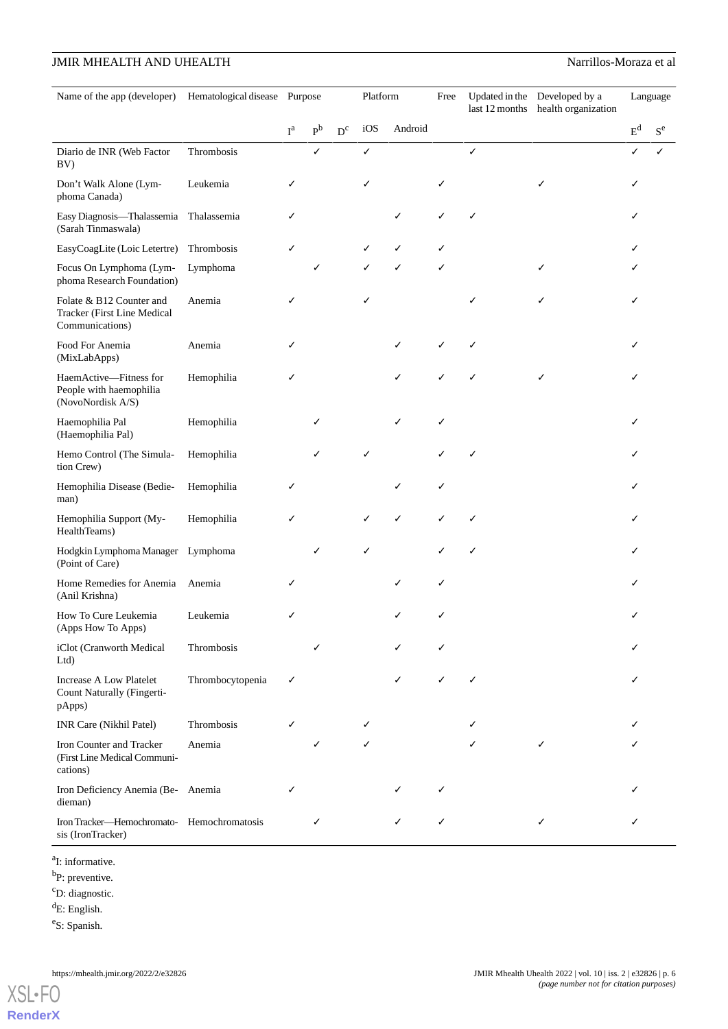| Name of the app (developer) | Hematological disease | Purpose | | | Platform | | Free | Updated in the last 12 months | Developed by a health organization | Language | |
|---|---|---|---|---|---|---|---|---|---|---|---|
| | | I[a] | P[b] | D[c] | iOS | Android | | | | E[d] | S[e] |
| Diario de INR (Web Factor BV) | Thrombosis | | ✓ | | ✓ | | | ✓ | | ✓ | ✓ |
| Don't Walk Alone (Lymphoma Canada) | Leukemia | ✓ | | | ✓ | | ✓ | | ✓ | ✓ | |
| Easy Diagnosis—Thalassemia (Sarah Tinmaswala) | Thalassemia | ✓ | | | | ✓ | ✓ | ✓ | | ✓ | |
| EasyCoagLite (Loic Letertre) | Thrombosis | ✓ | | | ✓ | ✓ | ✓ | | | ✓ | |
| Focus On Lymphoma (Lymphoma Research Foundation) | Lymphoma | | ✓ | | ✓ | ✓ | ✓ | | ✓ | ✓ | |
| Folate & B12 Counter and Tracker (First Line Medical Communications) | Anemia | ✓ | | | ✓ | | | ✓ | ✓ | ✓ | |
| Food For Anemia (MixLabApps) | Anemia | ✓ | | | | ✓ | ✓ | ✓ | | ✓ | |
| HaemActive—Fitness for People with haemophilia (NovoNordisk A/S) | Hemophilia | ✓ | | | | ✓ | ✓ | ✓ | ✓ | ✓ | |
| Haemophilia Pal (Haemophilia Pal) | Hemophilia | | ✓ | | | ✓ | ✓ | | | ✓ | |
| Hemo Control (The Simulation Crew) | Hemophilia | | ✓ | | ✓ | | ✓ | ✓ | | ✓ | |
| Hemophilia Disease (Bedieman) | Hemophilia | ✓ | | | | ✓ | ✓ | | | ✓ | |
| Hemophilia Support (MyHealthTeams) | Hemophilia | ✓ | | | ✓ | ✓ | ✓ | ✓ | | ✓ | |
| Hodgkin Lymphoma Manager (Point of Care) | Lymphoma | | ✓ | | ✓ | | ✓ | ✓ | | ✓ | |
| Home Remedies for Anemia (Anil Krishna) | Anemia | ✓ | | | | ✓ | ✓ | | | ✓ | |
| How To Cure Leukemia (Apps How To Apps) | Leukemia | ✓ | | | | ✓ | ✓ | | | ✓ | |
| iClot (Cranworth Medical Ltd) | Thrombosis | | ✓ | | | ✓ | ✓ | | | ✓ | |
| Increase A Low Platelet Count Naturally (FingertipApps) | Thrombocytopenia | ✓ | | | | ✓ | ✓ | ✓ | | ✓ | |
| INR Care (Nikhil Patel) | Thrombosis | ✓ | | | ✓ | | | ✓ | | ✓ | |
| Iron Counter and Tracker (First Line Medical Communications) | Anemia | | ✓ | | ✓ | | | ✓ | ✓ | ✓ | |
| Iron Deficiency Anemia (Bedieman) | Anemia | ✓ | | | | ✓ | ✓ | | | ✓ | |
| Iron Tracker—Hemochromatosis (IronTracker) | Hemochromatosis | | ✓ | | | ✓ | ✓ | | ✓ | ✓ | |

[a]I: informative.

[b]P: preventive.

[c]D: diagnostic.

[d]E: English.

[e]S: Spanish.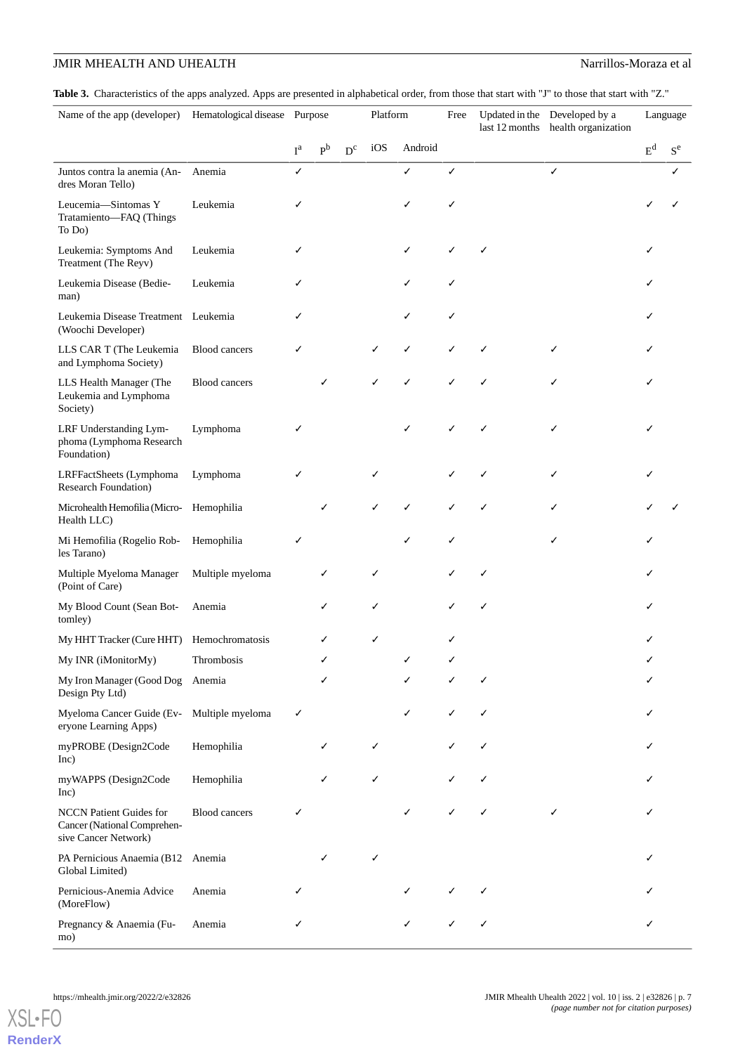**Table 3.** Characteristics of the apps analyzed. Apps are presented in alphabetical order, from those that start with "J" to those that start with "Z."

| Name of the app (developer) | Hematological disease | Purpose | | | Platform | | Free | Updated in the last 12 months | Developed by a health organization | Language | |
|---|---|---|---|---|---|---|---|---|---|---|---|
| | | I[a] | P[b] | D[c] | iOS | Android | | | | E[d] | S[e] |
| Juntos contra la anemia (Andres Moran Tello) | Anemia | ✓ | | | | ✓ | ✓ | | ✓ | | ✓ |
| Leucemia—Sintomas Y Tratamiento—FAQ (Things To Do) | Leukemia | ✓ | | | | ✓ | ✓ | | | ✓ | ✓ |
| Leukemia: Symptoms And Treatment (The Reyv) | Leukemia | ✓ | | | | ✓ | ✓ | ✓ | | ✓ | |
| Leukemia Disease (Bedieman) | Leukemia | ✓ | | | | ✓ | ✓ | | | ✓ | |
| Leukemia Disease Treatment (Woochi Developer) | Leukemia | ✓ | | | | ✓ | ✓ | | | ✓ | |
| LLS CAR T (The Leukemia and Lymphoma Society) | Blood cancers | ✓ | | | ✓ | ✓ | ✓ | ✓ | ✓ | ✓ | |
| LLS Health Manager (The Leukemia and Lymphoma Society) | Blood cancers | | ✓ | | ✓ | ✓ | ✓ | ✓ | ✓ | ✓ | |
| LRF Understanding Lymphoma (Lymphoma Research Foundation) | Lymphoma | ✓ | | | | ✓ | ✓ | ✓ | ✓ | ✓ | |
| LRFFactSheets (Lymphoma Research Foundation) | Lymphoma | ✓ | | | ✓ | | ✓ | ✓ | ✓ | ✓ | |
| Microhealth Hemofilia (MicroHealth LLC) | Hemophilia | | ✓ | | ✓ | ✓ | ✓ | ✓ | ✓ | ✓ | ✓ |
| Mi Hemofilia (Rogelio Robles Tarano) | Hemophilia | ✓ | | | | ✓ | ✓ | | ✓ | ✓ | |
| Multiple Myeloma Manager (Point of Care) | Multiple myeloma | | ✓ | | ✓ | | ✓ | ✓ | | ✓ | |
| My Blood Count (Sean Bottomley) | Anemia | | ✓ | | ✓ | | ✓ | ✓ | | ✓ | |
| My HHT Tracker (Cure HHT) | Hemochromatosis | | ✓ | | ✓ | | ✓ | | | ✓ | |
| My INR (iMonitorMy) | Thrombosis | | ✓ | | | ✓ | ✓ | | | ✓ | |
| My Iron Manager (Good Dog Design Pty Ltd) | Anemia | | ✓ | | | ✓ | ✓ | ✓ | | ✓ | |
| Myeloma Cancer Guide (Everyone Learning Apps) | Multiple myeloma | ✓ | | | | ✓ | ✓ | ✓ | | ✓ | |
| myPROBE (Design2Code Inc) | Hemophilia | | ✓ | | ✓ | | ✓ | ✓ | | ✓ | |
| myWAPPS (Design2Code Inc) | Hemophilia | | ✓ | | ✓ | | ✓ | ✓ | | ✓ | |
| NCCN Patient Guides for Cancer (National Comprehensive Cancer Network) | Blood cancers | ✓ | | | | ✓ | ✓ | ✓ | ✓ | ✓ | |
| PA Pernicious Anaemia (B12 Global Limited) | Anemia | | ✓ | | ✓ | | | | | ✓ | |
| Pernicious-Anemia Advice (MoreFlow) | Anemia | ✓ | | | | ✓ | ✓ | ✓ | | ✓ | |
| Pregnancy & Anaemia (Fumo) | Anemia | ✓ | | | | ✓ | ✓ | ✓ | | ✓ | |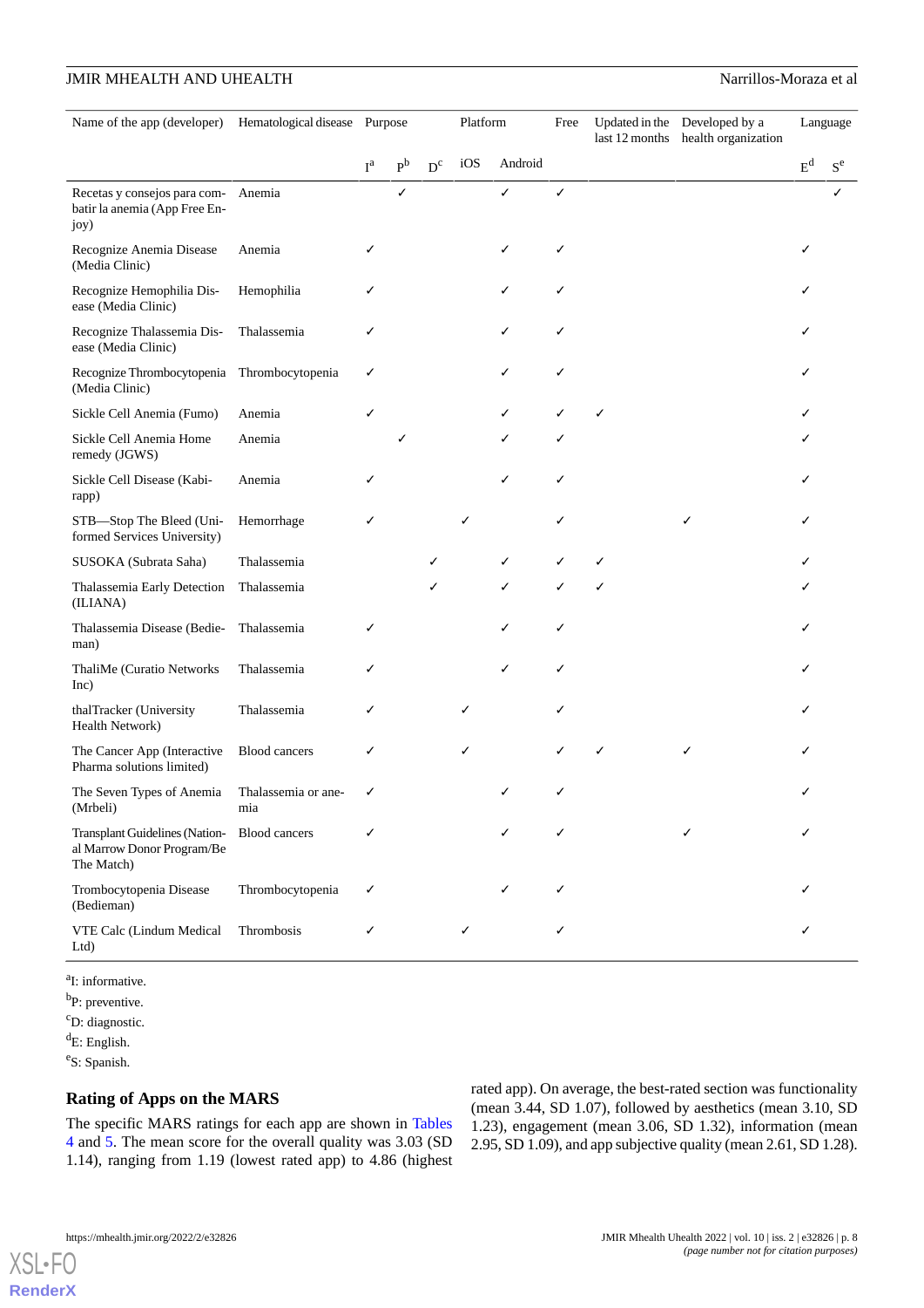| Name of the app (developer) | Hematological disease | Purpose | | | Platform | | Free | Updated in the last 12 months | Developed by a health organization | Language | |
|---|---|---|---|---|---|---|---|---|---|---|---|
| | | I[a] | P[b] | D[c] | iOS | Android | | | | E[d] | S[e] |
| Recetas y consejos para combatir la anemia (App Free Enjoy) | Anemia | | ✓ | | | ✓ | ✓ | | | | ✓ |
| Recognize Anemia Disease (Media Clinic) | Anemia | ✓ | | | | ✓ | ✓ | | | ✓ | |
| Recognize Hemophilia Disease (Media Clinic) | Hemophilia | ✓ | | | | ✓ | ✓ | | | ✓ | |
| Recognize Thalassemia Disease (Media Clinic) | Thalassemia | ✓ | | | | ✓ | ✓ | | | ✓ | |
| Recognize Thrombocytopenia (Media Clinic) | Thrombocytopenia | ✓ | | | | ✓ | ✓ | | | ✓ | |
| Sickle Cell Anemia (Fumo) | Anemia | ✓ | | | | ✓ | ✓ | ✓ | | ✓ | |
| Sickle Cell Anemia Home remedy (JGWS) | Anemia | | ✓ | | | ✓ | ✓ | | | ✓ | |
| Sickle Cell Disease (Kabirapp) | Anemia | ✓ | | | | ✓ | ✓ | | | ✓ | |
| STB—Stop The Bleed (Uniformed Services University) | Hemorrhage | ✓ | | | ✓ | | ✓ | | ✓ | ✓ | |
| SUSOKA (Subrata Saha) | Thalassemia | | | ✓ | | ✓ | ✓ | ✓ | | ✓ | |
| Thalassemia Early Detection (ILIANA) | Thalassemia | | | ✓ | | ✓ | ✓ | ✓ | | ✓ | |
| Thalassemia Disease (Bedieman) | Thalassemia | ✓ | | | | ✓ | ✓ | | | ✓ | |
| ThaliMe (Curatio Networks Inc) | Thalassemia | ✓ | | | | ✓ | ✓ | | | ✓ | |
| thalTracker (University Health Network) | Thalassemia | ✓ | | | ✓ | | ✓ | | | ✓ | |
| The Cancer App (Interactive Pharma solutions limited) | Blood cancers | ✓ | | | ✓ | | ✓ | ✓ | ✓ | ✓ | |
| The Seven Types of Anemia (Mrbeli) | Thalassemia or anemia | ✓ | | | | ✓ | ✓ | | | ✓ | |
| Transplant Guidelines (National Marrow Donor Program/Be The Match) | Blood cancers | ✓ | | | | ✓ | ✓ | | ✓ | ✓ | |
| Trombocytopenia Disease (Bedieman) | Thrombocytopenia | ✓ | | | | ✓ | ✓ | | | ✓ | |
| VTE Calc (Lindum Medical Ltd) | Thrombosis | ✓ | | | ✓ | | ✓ | | | ✓ | |

[a]I: informative.

[b]P: preventive.

[c]D: diagnostic.

[d]E: English.

[e]S: Spanish.

## Rating of Apps on the MARS

The specific MARS ratings for each app are shown in Tables 4 and 5. The mean score for the overall quality was 3.03 (SD 1.14), ranging from 1.19 (lowest rated app) to 4.86 (highest rated app). On average, the best-rated section was functionality (mean 3.44, SD 1.07), followed by aesthetics (mean 3.10, SD 1.23), engagement (mean 3.06, SD 1.32), information (mean 2.95, SD 1.09), and app subjective quality (mean 2.61, SD 1.28).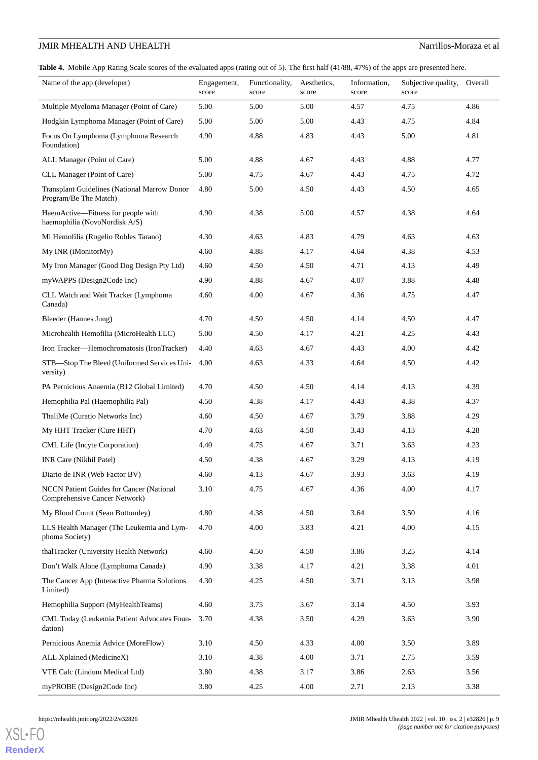**Table 4.** Mobile App Rating Scale scores of the evaluated apps (rating out of 5). The first half (41/88, 47%) of the apps are presented here.

| Name of the app (developer) | Engagement, score | Functionality, score | Aesthetics, score | Information, score | Subjective quality, score | Overall |
|---|---|---|---|---|---|---|
| Multiple Myeloma Manager (Point of Care) | 5.00 | 5.00 | 5.00 | 4.57 | 4.75 | 4.86 |
| Hodgkin Lymphoma Manager (Point of Care) | 5.00 | 5.00 | 5.00 | 4.43 | 4.75 | 4.84 |
| Focus On Lymphoma (Lymphoma Research Foundation) | 4.90 | 4.88 | 4.83 | 4.43 | 5.00 | 4.81 |
| ALL Manager (Point of Care) | 5.00 | 4.88 | 4.67 | 4.43 | 4.88 | 4.77 |
| CLL Manager (Point of Care) | 5.00 | 4.75 | 4.67 | 4.43 | 4.75 | 4.72 |
| Transplant Guidelines (National Marrow Donor Program/Be The Match) | 4.80 | 5.00 | 4.50 | 4.43 | 4.50 | 4.65 |
| HaemActive—Fitness for people with haemophilia (NovoNordisk A/S) | 4.90 | 4.38 | 5.00 | 4.57 | 4.38 | 4.64 |
| Mi Hemofilia (Rogelio Robles Tarano) | 4.30 | 4.63 | 4.83 | 4.79 | 4.63 | 4.63 |
| My INR (iMonitorMy) | 4.60 | 4.88 | 4.17 | 4.64 | 4.38 | 4.53 |
| My Iron Manager (Good Dog Design Pty Ltd) | 4.60 | 4.50 | 4.50 | 4.71 | 4.13 | 4.49 |
| myWAPPS (Design2Code Inc) | 4.90 | 4.88 | 4.67 | 4.07 | 3.88 | 4.48 |
| CLL Watch and Wait Tracker (Lymphoma Canada) | 4.60 | 4.00 | 4.67 | 4.36 | 4.75 | 4.47 |
| Bleeder (Hannes Jung) | 4.70 | 4.50 | 4.50 | 4.14 | 4.50 | 4.47 |
| Microhealth Hemofilia (MicroHealth LLC) | 5.00 | 4.50 | 4.17 | 4.21 | 4.25 | 4.43 |
| Iron Tracker—Hemochromatosis (IronTracker) | 4.40 | 4.63 | 4.67 | 4.43 | 4.00 | 4.42 |
| STB—Stop The Bleed (Uniformed Services University) | 4.00 | 4.63 | 4.33 | 4.64 | 4.50 | 4.42 |
| PA Pernicious Anaemia (B12 Global Limited) | 4.70 | 4.50 | 4.50 | 4.14 | 4.13 | 4.39 |
| Hemophilia Pal (Haemophilia Pal) | 4.50 | 4.38 | 4.17 | 4.43 | 4.38 | 4.37 |
| ThaliMe (Curatio Networks Inc) | 4.60 | 4.50 | 4.67 | 3.79 | 3.88 | 4.29 |
| My HHT Tracker (Cure HHT) | 4.70 | 4.63 | 4.50 | 3.43 | 4.13 | 4.28 |
| CML Life (Incyte Corporation) | 4.40 | 4.75 | 4.67 | 3.71 | 3.63 | 4.23 |
| INR Care (Nikhil Patel) | 4.50 | 4.38 | 4.67 | 3.29 | 4.13 | 4.19 |
| Diario de INR (Web Factor BV) | 4.60 | 4.13 | 4.67 | 3.93 | 3.63 | 4.19 |
| NCCN Patient Guides for Cancer (National Comprehensive Cancer Network) | 3.10 | 4.75 | 4.67 | 4.36 | 4.00 | 4.17 |
| My Blood Count (Sean Bottomley) | 4.80 | 4.38 | 4.50 | 3.64 | 3.50 | 4.16 |
| LLS Health Manager (The Leukemia and Lymphoma Society) | 4.70 | 4.00 | 3.83 | 4.21 | 4.00 | 4.15 |
| thalTracker (University Health Network) | 4.60 | 4.50 | 4.50 | 3.86 | 3.25 | 4.14 |
| Don't Walk Alone (Lymphoma Canada) | 4.90 | 3.38 | 4.17 | 4.21 | 3.38 | 4.01 |
| The Cancer App (Interactive Pharma Solutions Limited) | 4.30 | 4.25 | 4.50 | 3.71 | 3.13 | 3.98 |
| Hemophilia Support (MyHealthTeams) | 4.60 | 3.75 | 3.67 | 3.14 | 4.50 | 3.93 |
| CML Today (Leukemia Patient Advocates Foundation) | 3.70 | 4.38 | 3.50 | 4.29 | 3.63 | 3.90 |
| Pernicious Anemia Advice (MoreFlow) | 3.10 | 4.50 | 4.33 | 4.00 | 3.50 | 3.89 |
| ALL Xplained (MedicineX) | 3.10 | 4.38 | 4.00 | 3.71 | 2.75 | 3.59 |
| VTE Calc (Lindum Medical Ltd) | 3.80 | 4.38 | 3.17 | 3.86 | 2.63 | 3.56 |
| myPROBE (Design2Code Inc) | 3.80 | 4.25 | 4.00 | 2.71 | 2.13 | 3.38 |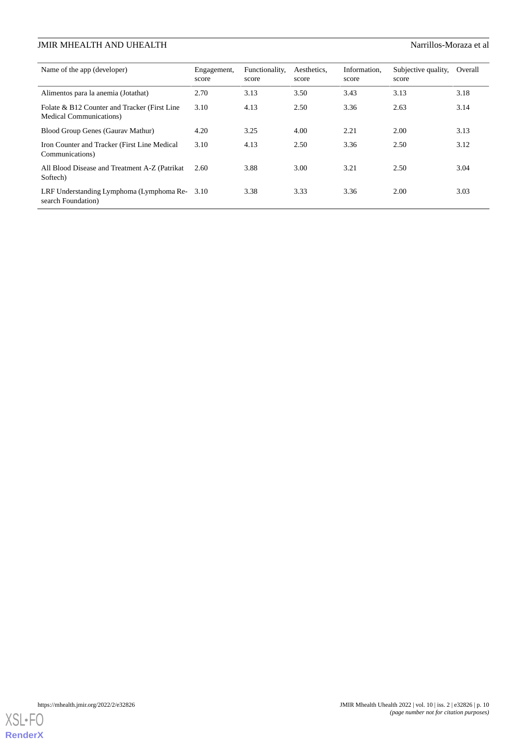| Name of the app (developer) | Engagement, score | Functionality, score | Aesthetics, score | Information, score | Subjective quality, score | Overall |
|---|---|---|---|---|---|---|
| Alimentos para la anemia (Jotathat) | 2.70 | 3.13 | 3.50 | 3.43 | 3.13 | 3.18 |
| Folate & B12 Counter and Tracker (First Line Medical Communications) | 3.10 | 4.13 | 2.50 | 3.36 | 2.63 | 3.14 |
| Blood Group Genes (Gaurav Mathur) | 4.20 | 3.25 | 4.00 | 2.21 | 2.00 | 3.13 |
| Iron Counter and Tracker (First Line Medical Communications) | 3.10 | 4.13 | 2.50 | 3.36 | 2.50 | 3.12 |
| All Blood Disease and Treatment A-Z (Patrikat Softech) | 2.60 | 3.88 | 3.00 | 3.21 | 2.50 | 3.04 |
| LRF Understanding Lymphoma (Lymphoma Research Foundation) | 3.10 | 3.38 | 3.33 | 3.36 | 2.00 | 3.03 |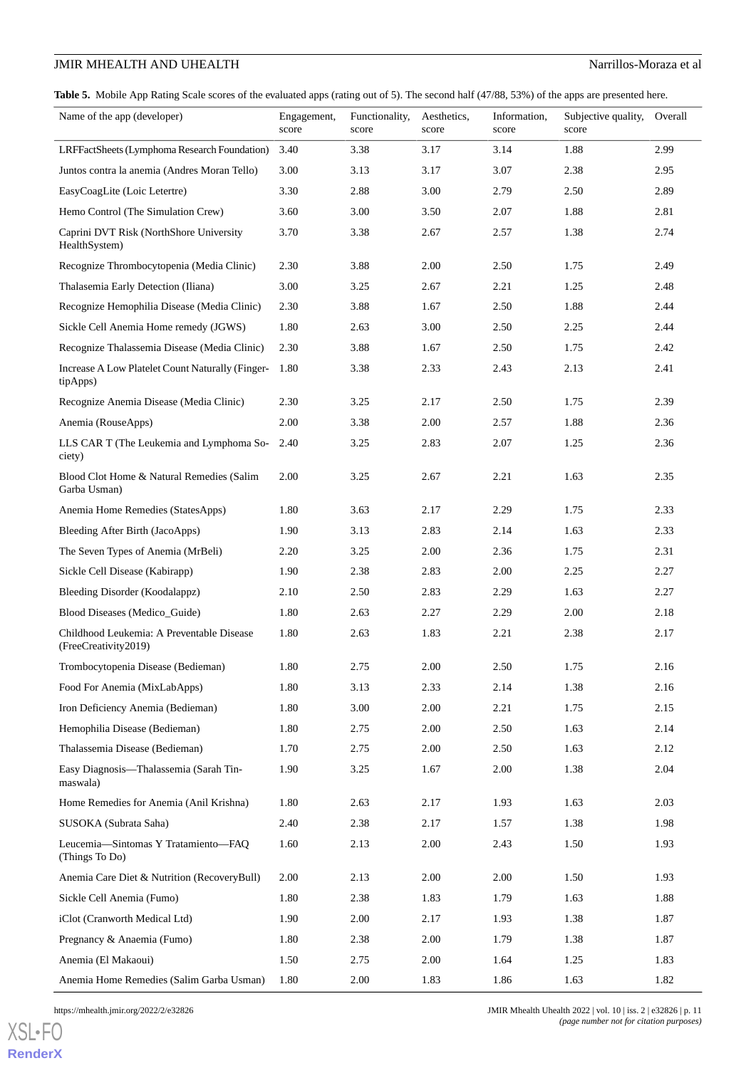**Table 5.** Mobile App Rating Scale scores of the evaluated apps (rating out of 5). The second half (47/88, 53%) of the apps are presented here.

| Name of the app (developer) | Engagement, score | Functionality, score | Aesthetics, score | Information, score | Subjective quality, score | Overall |
|---|---|---|---|---|---|---|
| LRFFactSheets (Lymphoma Research Foundation) | 3.40 | 3.38 | 3.17 | 3.14 | 1.88 | 2.99 |
| Juntos contra la anemia (Andres Moran Tello) | 3.00 | 3.13 | 3.17 | 3.07 | 2.38 | 2.95 |
| EasyCoagLite (Loic Letertre) | 3.30 | 2.88 | 3.00 | 2.79 | 2.50 | 2.89 |
| Hemo Control (The Simulation Crew) | 3.60 | 3.00 | 3.50 | 2.07 | 1.88 | 2.81 |
| Caprini DVT Risk (NorthShore University HealthSystem) | 3.70 | 3.38 | 2.67 | 2.57 | 1.38 | 2.74 |
| Recognize Thrombocytopenia (Media Clinic) | 2.30 | 3.88 | 2.00 | 2.50 | 1.75 | 2.49 |
| Thalasemia Early Detection (Iliana) | 3.00 | 3.25 | 2.67 | 2.21 | 1.25 | 2.48 |
| Recognize Hemophilia Disease (Media Clinic) | 2.30 | 3.88 | 1.67 | 2.50 | 1.88 | 2.44 |
| Sickle Cell Anemia Home remedy (JGWS) | 1.80 | 2.63 | 3.00 | 2.50 | 2.25 | 2.44 |
| Recognize Thalassemia Disease (Media Clinic) | 2.30 | 3.88 | 1.67 | 2.50 | 1.75 | 2.42 |
| Increase A Low Platelet Count Naturally (Fingertip​Apps) | 1.80 | 3.38 | 2.33 | 2.43 | 2.13 | 2.41 |
| Recognize Anemia Disease (Media Clinic) | 2.30 | 3.25 | 2.17 | 2.50 | 1.75 | 2.39 |
| Anemia (RouseApps) | 2.00 | 3.38 | 2.00 | 2.57 | 1.88 | 2.36 |
| LLS CAR T (The Leukemia and Lymphoma Society) | 2.40 | 3.25 | 2.83 | 2.07 | 1.25 | 2.36 |
| Blood Clot Home & Natural Remedies (Salim Garba Usman) | 2.00 | 3.25 | 2.67 | 2.21 | 1.63 | 2.35 |
| Anemia Home Remedies (StatesApps) | 1.80 | 3.63 | 2.17 | 2.29 | 1.75 | 2.33 |
| Bleeding After Birth (JacoApps) | 1.90 | 3.13 | 2.83 | 2.14 | 1.63 | 2.33 |
| The Seven Types of Anemia (MrBeli) | 2.20 | 3.25 | 2.00 | 2.36 | 1.75 | 2.31 |
| Sickle Cell Disease (Kabirapp) | 1.90 | 2.38 | 2.83 | 2.00 | 2.25 | 2.27 |
| Bleeding Disorder (Koodalappz) | 2.10 | 2.50 | 2.83 | 2.29 | 1.63 | 2.27 |
| Blood Diseases (Medico_Guide) | 1.80 | 2.63 | 2.27 | 2.29 | 2.00 | 2.18 |
| Childhood Leukemia: A Preventable Disease (FreeCreativity2019) | 1.80 | 2.63 | 1.83 | 2.21 | 2.38 | 2.17 |
| Trombocytopenia Disease (Bedieman) | 1.80 | 2.75 | 2.00 | 2.50 | 1.75 | 2.16 |
| Food For Anemia (MixLabApps) | 1.80 | 3.13 | 2.33 | 2.14 | 1.38 | 2.16 |
| Iron Deficiency Anemia (Bedieman) | 1.80 | 3.00 | 2.00 | 2.21 | 1.75 | 2.15 |
| Hemophilia Disease (Bedieman) | 1.80 | 2.75 | 2.00 | 2.50 | 1.63 | 2.14 |
| Thalassemia Disease (Bedieman) | 1.70 | 2.75 | 2.00 | 2.50 | 1.63 | 2.12 |
| Easy Diagnosis—Thalassemia (Sarah Tinmaswala) | 1.90 | 3.25 | 1.67 | 2.00 | 1.38 | 2.04 |
| Home Remedies for Anemia (Anil Krishna) | 1.80 | 2.63 | 2.17 | 1.93 | 1.63 | 2.03 |
| SUSOKA (Subrata Saha) | 2.40 | 2.38 | 2.17 | 1.57 | 1.38 | 1.98 |
| Leucemia—Sintomas Y Tratamiento—FAQ (Things To Do) | 1.60 | 2.13 | 2.00 | 2.43 | 1.50 | 1.93 |
| Anemia Care Diet & Nutrition (RecoveryBull) | 2.00 | 2.13 | 2.00 | 2.00 | 1.50 | 1.93 |
| Sickle Cell Anemia (Fumo) | 1.80 | 2.38 | 1.83 | 1.79 | 1.63 | 1.88 |
| iClot (Cranworth Medical Ltd) | 1.90 | 2.00 | 2.17 | 1.93 | 1.38 | 1.87 |
| Pregnancy & Anaemia (Fumo) | 1.80 | 2.38 | 2.00 | 1.79 | 1.38 | 1.87 |
| Anemia (El Makaoui) | 1.50 | 2.75 | 2.00 | 1.64 | 1.25 | 1.83 |
| Anemia Home Remedies (Salim Garba Usman) | 1.80 | 2.00 | 1.83 | 1.86 | 1.63 | 1.82 |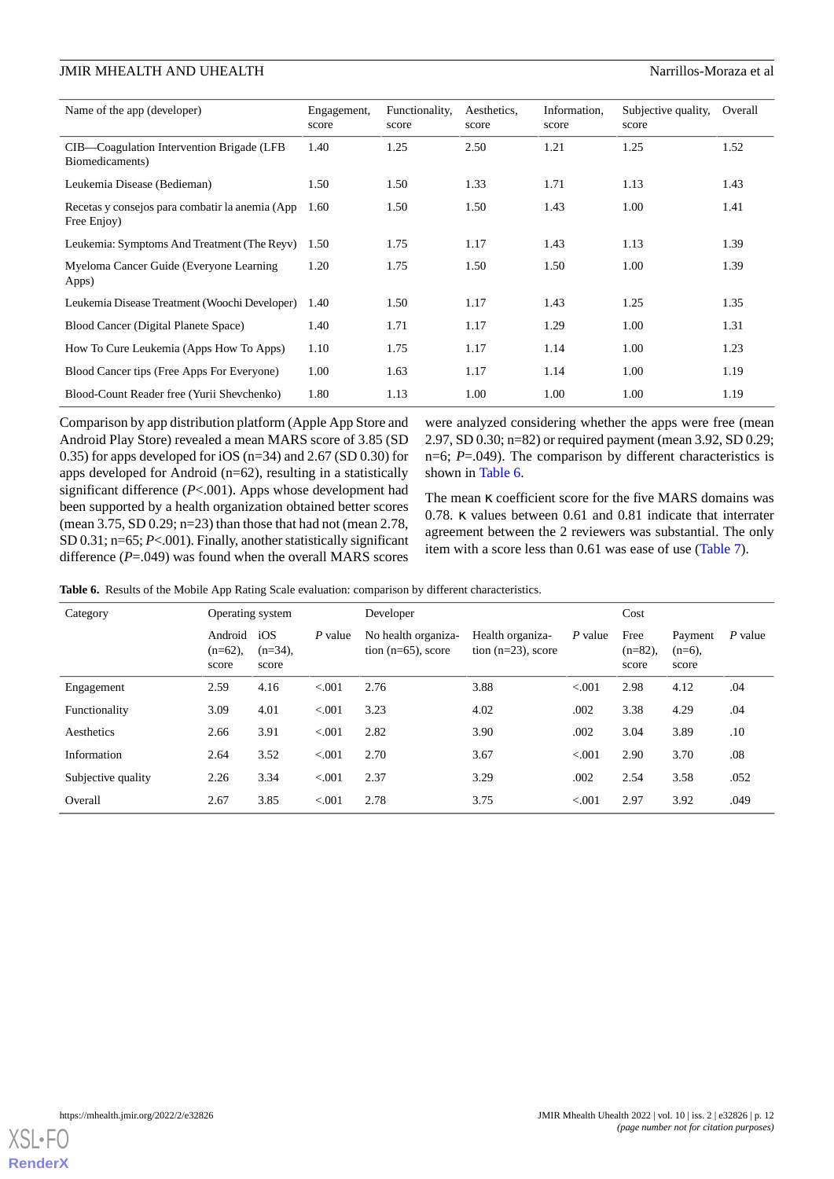| Name of the app (developer) | Engagement, score | Functionality, score | Aesthetics, score | Information, score | Subjective quality, score | Overall |
|---|---|---|---|---|---|---|
| CIB—Coagulation Intervention Brigade (LFB Biomedicaments) | 1.40 | 1.25 | 2.50 | 1.21 | 1.25 | 1.52 |
| Leukemia Disease (Bedieman) | 1.50 | 1.50 | 1.33 | 1.71 | 1.13 | 1.43 |
| Recetas y consejos para combatir la anemia (App Free Enjoy) | 1.60 | 1.50 | 1.50 | 1.43 | 1.00 | 1.41 |
| Leukemia: Symptoms And Treatment (The Reyv) | 1.50 | 1.75 | 1.17 | 1.43 | 1.13 | 1.39 |
| Myeloma Cancer Guide (Everyone Learning Apps) | 1.20 | 1.75 | 1.50 | 1.50 | 1.00 | 1.39 |
| Leukemia Disease Treatment (Woochi Developer) | 1.40 | 1.50 | 1.17 | 1.43 | 1.25 | 1.35 |
| Blood Cancer (Digital Planete Space) | 1.40 | 1.71 | 1.17 | 1.29 | 1.00 | 1.31 |
| How To Cure Leukemia (Apps How To Apps) | 1.10 | 1.75 | 1.17 | 1.14 | 1.00 | 1.23 |
| Blood Cancer tips (Free Apps For Everyone) | 1.00 | 1.63 | 1.17 | 1.14 | 1.00 | 1.19 |
| Blood-Count Reader free (Yurii Shevchenko) | 1.80 | 1.13 | 1.00 | 1.00 | 1.00 | 1.19 |

Comparison by app distribution platform (Apple App Store and Android Play Store) revealed a mean MARS score of 3.85 (SD 0.35) for apps developed for iOS (n=34) and 2.67 (SD 0.30) for apps developed for Android (n=62), resulting in a statistically significant difference (*P*<.001). Apps whose development had been supported by a health organization obtained better scores (mean 3.75, SD 0.29; n=23) than those that had not (mean 2.78, SD 0.31; n=65; *P*<.001). Finally, another statistically significant difference (*P*=.049) was found when the overall MARS scores were analyzed considering whether the apps were free (mean 2.97, SD 0.30; n=82) or required payment (mean 3.92, SD 0.29; n=6; *P*=.049). The comparison by different characteristics is shown in Table 6.

The mean κ coefficient score for the five MARS domains was 0.78. κ values between 0.61 and 0.81 indicate that interrater agreement between the 2 reviewers was substantial. The only item with a score less than 0.61 was ease of use (Table 7).

**Table 6.** Results of the Mobile App Rating Scale evaluation: comparison by different characteristics.

| Category | Operating system | | | Developer | | | Cost | | |
|---|---|---|---|---|---|---|---|---|---|
| | Android (n=62), score | iOS (n=34), score | *P* value | No health organization (n=65), score | Health organization (n=23), score | *P* value | Free (n=82), score | Payment (n=6), score | *P* value |
| Engagement | 2.59 | 4.16 | <.001 | 2.76 | 3.88 | <.001 | 2.98 | 4.12 | .04 |
| Functionality | 3.09 | 4.01 | <.001 | 3.23 | 4.02 | .002 | 3.38 | 4.29 | .04 |
| Aesthetics | 2.66 | 3.91 | <.001 | 2.82 | 3.90 | .002 | 3.04 | 3.89 | .10 |
| Information | 2.64 | 3.52 | <.001 | 2.70 | 3.67 | <.001 | 2.90 | 3.70 | .08 |
| Subjective quality | 2.26 | 3.34 | <.001 | 2.37 | 3.29 | .002 | 2.54 | 3.58 | .052 |
| Overall | 2.67 | 3.85 | <.001 | 2.78 | 3.75 | <.001 | 2.97 | 3.92 | .049 |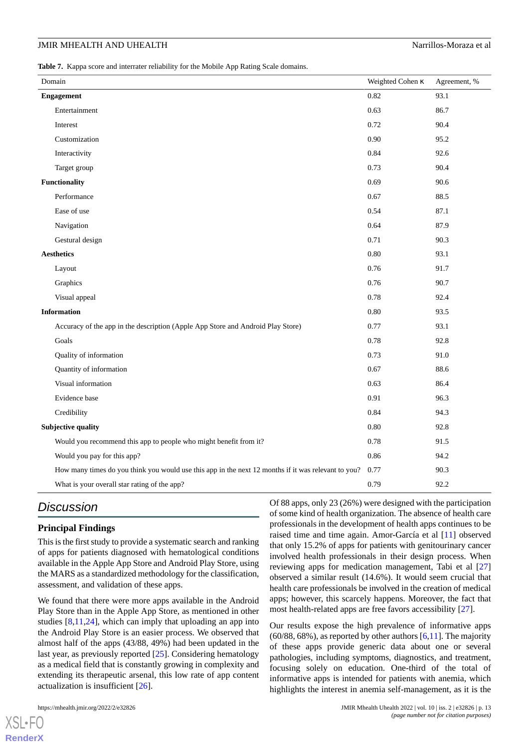**Table 7.** Kappa score and interrater reliability for the Mobile App Rating Scale domains.

| Domain | Weighted Cohen κ | Agreement, % |
|---|---|---|
| **Engagement** | 0.82 | 93.1 |
| Entertainment | 0.63 | 86.7 |
| Interest | 0.72 | 90.4 |
| Customization | 0.90 | 95.2 |
| Interactivity | 0.84 | 92.6 |
| Target group | 0.73 | 90.4 |
| **Functionality** | 0.69 | 90.6 |
| Performance | 0.67 | 88.5 |
| Ease of use | 0.54 | 87.1 |
| Navigation | 0.64 | 87.9 |
| Gestural design | 0.71 | 90.3 |
| **Aesthetics** | 0.80 | 93.1 |
| Layout | 0.76 | 91.7 |
| Graphics | 0.76 | 90.7 |
| Visual appeal | 0.78 | 92.4 |
| **Information** | 0.80 | 93.5 |
| Accuracy of the app in the description (Apple App Store and Android Play Store) | 0.77 | 93.1 |
| Goals | 0.78 | 92.8 |
| Quality of information | 0.73 | 91.0 |
| Quantity of information | 0.67 | 88.6 |
| Visual information | 0.63 | 86.4 |
| Evidence base | 0.91 | 96.3 |
| Credibility | 0.84 | 94.3 |
| **Subjective quality** | 0.80 | 92.8 |
| Would you recommend this app to people who might benefit from it? | 0.78 | 91.5 |
| Would you pay for this app? | 0.86 | 94.2 |
| How many times do you think you would use this app in the next 12 months if it was relevant to you? | 0.77 | 90.3 |
| What is your overall star rating of the app? | 0.79 | 92.2 |

## Discussion

### Principal Findings

This is the first study to provide a systematic search and ranking of apps for patients diagnosed with hematological conditions available in the Apple App Store and Android Play Store, using the MARS as a standardized methodology for the classification, assessment, and validation of these apps.

We found that there were more apps available in the Android Play Store than in the Apple App Store, as mentioned in other studies [8,11,24], which can imply that uploading an app into the Android Play Store is an easier process. We observed that almost half of the apps (43/88, 49%) had been updated in the last year, as previously reported [25]. Considering hematology as a medical field that is constantly growing in complexity and extending its therapeutic arsenal, this low rate of app content actualization is insufficient [26].

Of 88 apps, only 23 (26%) were designed with the participation of some kind of health organization. The absence of health care professionals in the development of health apps continues to be raised time and time again. Amor-García et al [11] observed that only 15.2% of apps for patients with genitourinary cancer involved health professionals in their design process. When reviewing apps for medication management, Tabi et al [27] observed a similar result (14.6%). It would seem crucial that health care professionals be involved in the creation of medical apps; however, this scarcely happens. Moreover, the fact that most health-related apps are free favors accessibility [27].

Our results expose the high prevalence of informative apps (60/88, 68%), as reported by other authors [6,11]. The majority of these apps provide generic data about one or several pathologies, including symptoms, diagnostics, and treatment, focusing solely on education. One-third of the total of informative apps is intended for patients with anemia, which highlights the interest in anemia self-management, as it is the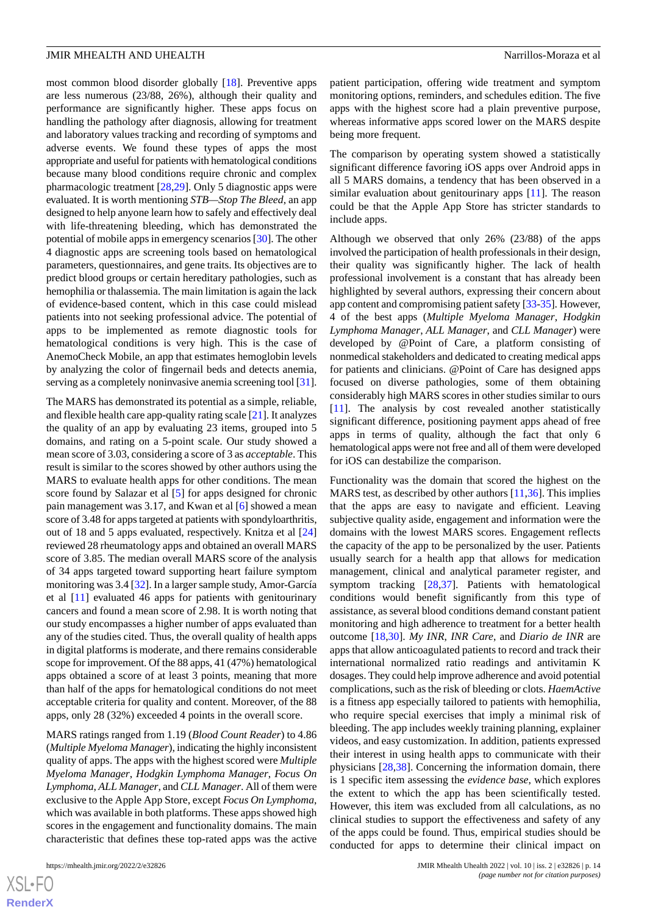most common blood disorder globally [18]. Preventive apps are less numerous (23/88, 26%), although their quality and performance are significantly higher. These apps focus on handling the pathology after diagnosis, allowing for treatment and laboratory values tracking and recording of symptoms and adverse events. We found these types of apps the most appropriate and useful for patients with hematological conditions because many blood conditions require chronic and complex pharmacologic treatment [28,29]. Only 5 diagnostic apps were evaluated. It is worth mentioning *STB—Stop The Bleed*, an app designed to help anyone learn how to safely and effectively deal with life-threatening bleeding, which has demonstrated the potential of mobile apps in emergency scenarios [30]. The other 4 diagnostic apps are screening tools based on hematological parameters, questionnaires, and gene traits. Its objectives are to predict blood groups or certain hereditary pathologies, such as hemophilia or thalassemia. The main limitation is again the lack of evidence-based content, which in this case could mislead patients into not seeking professional advice. The potential of apps to be implemented as remote diagnostic tools for hematological conditions is very high. This is the case of AnemoCheck Mobile, an app that estimates hemoglobin levels by analyzing the color of fingernail beds and detects anemia, serving as a completely noninvasive anemia screening tool [31].

The MARS has demonstrated its potential as a simple, reliable, and flexible health care app-quality rating scale [21]. It analyzes the quality of an app by evaluating 23 items, grouped into 5 domains, and rating on a 5-point scale. Our study showed a mean score of 3.03, considering a score of 3 as *acceptable*. This result is similar to the scores showed by other authors using the MARS to evaluate health apps for other conditions. The mean score found by Salazar et al [5] for apps designed for chronic pain management was 3.17, and Kwan et al [6] showed a mean score of 3.48 for apps targeted at patients with spondyloarthritis, out of 18 and 5 apps evaluated, respectively. Knitza et al [24] reviewed 28 rheumatology apps and obtained an overall MARS score of 3.85. The median overall MARS score of the analysis of 34 apps targeted toward supporting heart failure symptom monitoring was 3.4 [32]. In a larger sample study, Amor-García et al [11] evaluated 46 apps for patients with genitourinary cancers and found a mean score of 2.98. It is worth noting that our study encompasses a higher number of apps evaluated than any of the studies cited. Thus, the overall quality of health apps in digital platforms is moderate, and there remains considerable scope for improvement. Of the 88 apps, 41 (47%) hematological apps obtained a score of at least 3 points, meaning that more than half of the apps for hematological conditions do not meet acceptable criteria for quality and content. Moreover, of the 88 apps, only 28 (32%) exceeded 4 points in the overall score.

MARS ratings ranged from 1.19 (*Blood Count Reader*) to 4.86 (*Multiple Myeloma Manager*), indicating the highly inconsistent quality of apps. The apps with the highest scored were *Multiple Myeloma Manager*, *Hodgkin Lymphoma Manager*, *Focus On Lymphoma*, *ALL Manager*, and *CLL Manager*. All of them were exclusive to the Apple App Store, except *Focus On Lymphoma*, which was available in both platforms. These apps showed high scores in the engagement and functionality domains. The main characteristic that defines these top-rated apps was the active patient participation, offering wide treatment and symptom monitoring options, reminders, and schedules edition. The five apps with the highest score had a plain preventive purpose, whereas informative apps scored lower on the MARS despite being more frequent.

The comparison by operating system showed a statistically significant difference favoring iOS apps over Android apps in all 5 MARS domains, a tendency that has been observed in a similar evaluation about genitourinary apps [11]. The reason could be that the Apple App Store has stricter standards to include apps.

Although we observed that only 26% (23/88) of the apps involved the participation of health professionals in their design, their quality was significantly higher. The lack of health professional involvement is a constant that has already been highlighted by several authors, expressing their concern about app content and compromising patient safety [33-35]. However, 4 of the best apps (*Multiple Myeloma Manager*, *Hodgkin Lymphoma Manager*, *ALL Manager*, and *CLL Manager*) were developed by @Point of Care, a platform consisting of nonmedical stakeholders and dedicated to creating medical apps for patients and clinicians. @Point of Care has designed apps focused on diverse pathologies, some of them obtaining considerably high MARS scores in other studies similar to ours [11]. The analysis by cost revealed another statistically significant difference, positioning payment apps ahead of free apps in terms of quality, although the fact that only 6 hematological apps were not free and all of them were developed for iOS can destabilize the comparison.

Functionality was the domain that scored the highest on the MARS test, as described by other authors [11,36]. This implies that the apps are easy to navigate and efficient. Leaving subjective quality aside, engagement and information were the domains with the lowest MARS scores. Engagement reflects the capacity of the app to be personalized by the user. Patients usually search for a health app that allows for medication management, clinical and analytical parameter register, and symptom tracking [28,37]. Patients with hematological conditions would benefit significantly from this type of assistance, as several blood conditions demand constant patient monitoring and high adherence to treatment for a better health outcome [18,30]. *My INR*, *INR Care*, and *Diario de INR* are apps that allow anticoagulated patients to record and track their international normalized ratio readings and antivitamin K dosages. They could help improve adherence and avoid potential complications, such as the risk of bleeding or clots. *HaemActive* is a fitness app especially tailored to patients with hemophilia, who require special exercises that imply a minimal risk of bleeding. The app includes weekly training planning, explainer videos, and easy customization. In addition, patients expressed their interest in using health apps to communicate with their physicians [28,38]. Concerning the information domain, there is 1 specific item assessing the *evidence base*, which explores the extent to which the app has been scientifically tested. However, this item was excluded from all calculations, as no clinical studies to support the effectiveness and safety of any of the apps could be found. Thus, empirical studies should be conducted for apps to determine their clinical impact on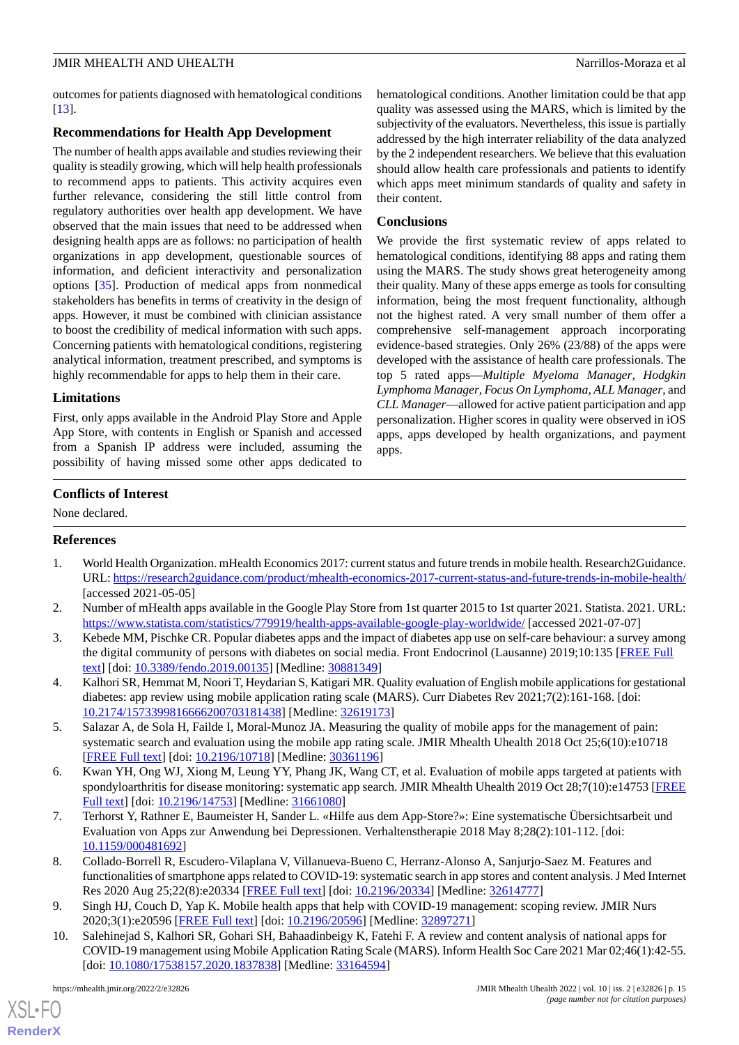outcomes for patients diagnosed with hematological conditions [13].

### Recommendations for Health App Development

The number of health apps available and studies reviewing their quality is steadily growing, which will help health professionals to recommend apps to patients. This activity acquires even further relevance, considering the still little control from regulatory authorities over health app development. We have observed that the main issues that need to be addressed when designing health apps are as follows: no participation of health organizations in app development, questionable sources of information, and deficient interactivity and personalization options [35]. Production of medical apps from nonmedical stakeholders has benefits in terms of creativity in the design of apps. However, it must be combined with clinician assistance to boost the credibility of medical information with such apps. Concerning patients with hematological conditions, registering analytical information, treatment prescribed, and symptoms is highly recommendable for apps to help them in their care.

### Limitations

First, only apps available in the Android Play Store and Apple App Store, with contents in English or Spanish and accessed from a Spanish IP address were included, assuming the possibility of having missed some other apps dedicated to hematological conditions. Another limitation could be that app quality was assessed using the MARS, which is limited by the subjectivity of the evaluators. Nevertheless, this issue is partially addressed by the high interrater reliability of the data analyzed by the 2 independent researchers. We believe that this evaluation should allow health care professionals and patients to identify which apps meet minimum standards of quality and safety in their content.

### Conclusions

We provide the first systematic review of apps related to hematological conditions, identifying 88 apps and rating them using the MARS. The study shows great heterogeneity among their quality. Many of these apps emerge as tools for consulting information, being the most frequent functionality, although not the highest rated. A very small number of them offer a comprehensive self-management approach incorporating evidence-based strategies. Only 26% (23/88) of the apps were developed with the assistance of health care professionals. The top 5 rated apps—*Multiple Myeloma Manager*, *Hodgkin Lymphoma Manager*, *Focus On Lymphoma*, *ALL Manager*, and *CLL Manager*—allowed for active patient participation and app personalization. Higher scores in quality were observed in iOS apps, apps developed by health organizations, and payment apps.

## Conflicts of Interest

None declared.

## References

1. World Health Organization. mHealth Economics 2017: current status and future trends in mobile health. Research2Guidance. URL: https://research2guidance.com/product/mhealth-economics-2017-current-status-and-future-trends-in-mobile-health/ [accessed 2021-05-05]
2. Number of mHealth apps available in the Google Play Store from 1st quarter 2015 to 1st quarter 2021. Statista. 2021. URL: https://www.statista.com/statistics/779919/health-apps-available-google-play-worldwide/ [accessed 2021-07-07]
3. Kebede MM, Pischke CR. Popular diabetes apps and the impact of diabetes app use on self-care behaviour: a survey among the digital community of persons with diabetes on social media. Front Endocrinol (Lausanne) 2019;10:135 [FREE Full text] [doi: 10.3389/fendo.2019.00135] [Medline: 30881349]
4. Kalhori SR, Hemmat M, Noori T, Heydarian S, Katigari MR. Quality evaluation of English mobile applications for gestational diabetes: app review using mobile application rating scale (MARS). Curr Diabetes Rev 2021;7(2):161-168. [doi: 10.2174/1573399816666200703181438] [Medline: 32619173]
5. Salazar A, de Sola H, Failde I, Moral-Munoz JA. Measuring the quality of mobile apps for the management of pain: systematic search and evaluation using the mobile app rating scale. JMIR Mhealth Uhealth 2018 Oct 25;6(10):e10718 [FREE Full text] [doi: 10.2196/10718] [Medline: 30361196]
6. Kwan YH, Ong WJ, Xiong M, Leung YY, Phang JK, Wang CT, et al. Evaluation of mobile apps targeted at patients with spondyloarthritis for disease monitoring: systematic app search. JMIR Mhealth Uhealth 2019 Oct 28;7(10):e14753 [FREE Full text] [doi: 10.2196/14753] [Medline: 31661080]
7. Terhorst Y, Rathner E, Baumeister H, Sander L. «Hilfe aus dem App-Store?»: Eine systematische Übersichtsarbeit und Evaluation von Apps zur Anwendung bei Depressionen. Verhaltenstherapie 2018 May 8;28(2):101-112. [doi: 10.1159/000481692]
8. Collado-Borrell R, Escudero-Vilaplana V, Villanueva-Bueno C, Herranz-Alonso A, Sanjurjo-Saez M. Features and functionalities of smartphone apps related to COVID-19: systematic search in app stores and content analysis. J Med Internet Res 2020 Aug 25;22(8):e20334 [FREE Full text] [doi: 10.2196/20334] [Medline: 32614777]
9. Singh HJ, Couch D, Yap K. Mobile health apps that help with COVID-19 management: scoping review. JMIR Nurs 2020;3(1):e20596 [FREE Full text] [doi: 10.2196/20596] [Medline: 32897271]
10. Salehinejad S, Kalhori SR, Gohari SH, Bahaadinbeigy K, Fatehi F. A review and content analysis of national apps for COVID-19 management using Mobile Application Rating Scale (MARS). Inform Health Soc Care 2021 Mar 02;46(1):42-55. [doi: 10.1080/17538157.2020.1837838] [Medline: 33164594]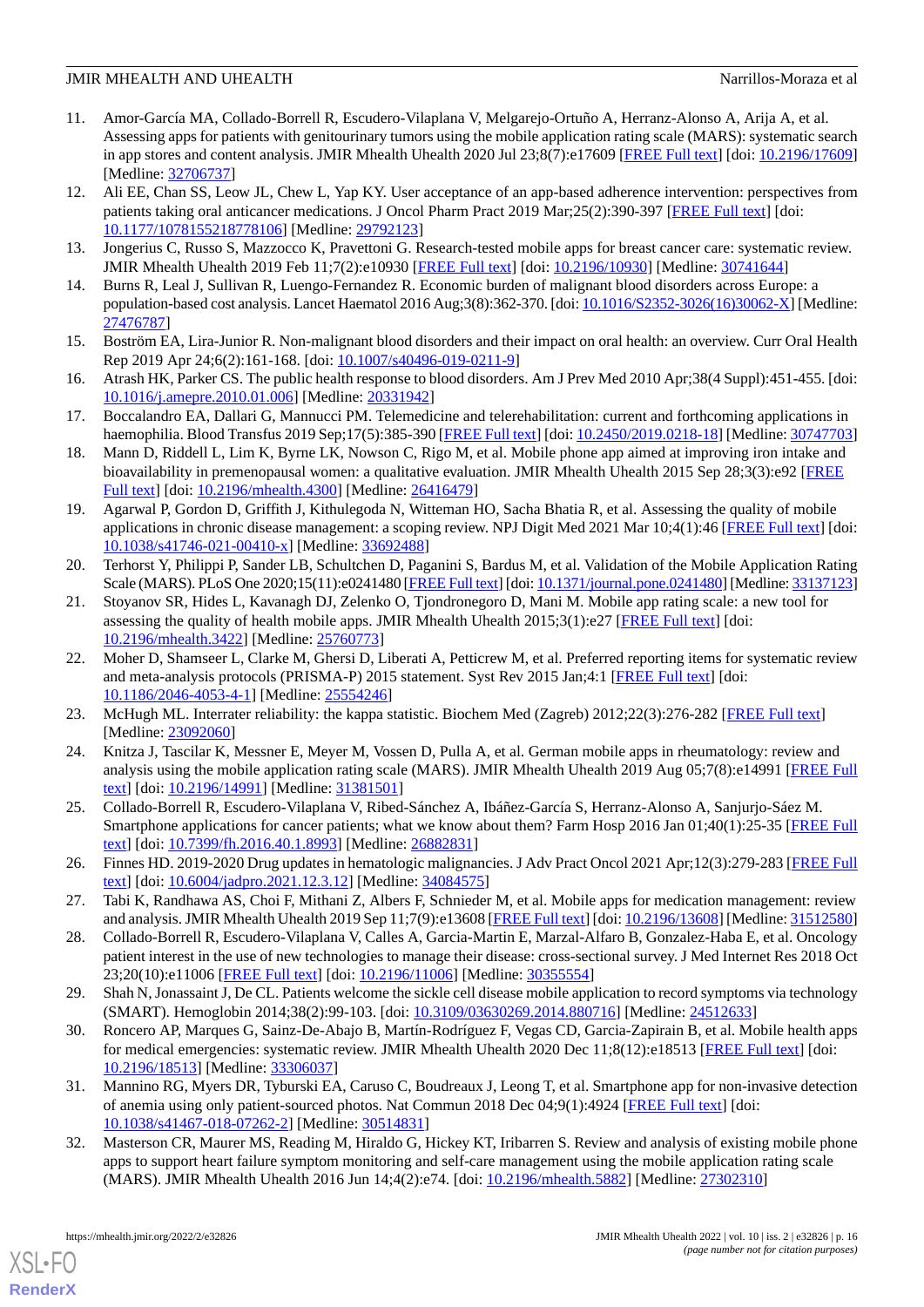11. Amor-García MA, Collado-Borrell R, Escudero-Vilaplana V, Melgarejo-Ortuño A, Herranz-Alonso A, Arija A, et al. Assessing apps for patients with genitourinary tumors using the mobile application rating scale (MARS): systematic search in app stores and content analysis. JMIR Mhealth Uhealth 2020 Jul 23;8(7):e17609 [FREE Full text] [doi: 10.2196/17609] [Medline: 32706737]
12. Ali EE, Chan SS, Leow JL, Chew L, Yap KY. User acceptance of an app-based adherence intervention: perspectives from patients taking oral anticancer medications. J Oncol Pharm Pract 2019 Mar;25(2):390-397 [FREE Full text] [doi: 10.1177/1078155218778106] [Medline: 29792123]
13. Jongerius C, Russo S, Mazzocco K, Pravettoni G. Research-tested mobile apps for breast cancer care: systematic review. JMIR Mhealth Uhealth 2019 Feb 11;7(2):e10930 [FREE Full text] [doi: 10.2196/10930] [Medline: 30741644]
14. Burns R, Leal J, Sullivan R, Luengo-Fernandez R. Economic burden of malignant blood disorders across Europe: a population-based cost analysis. Lancet Haematol 2016 Aug;3(8):362-370. [doi: 10.1016/S2352-3026(16)30062-X] [Medline: 27476787]
15. Boström EA, Lira-Junior R. Non-malignant blood disorders and their impact on oral health: an overview. Curr Oral Health Rep 2019 Apr 24;6(2):161-168. [doi: 10.1007/s40496-019-0211-9]
16. Atrash HK, Parker CS. The public health response to blood disorders. Am J Prev Med 2010 Apr;38(4 Suppl):451-455. [doi: 10.1016/j.amepre.2010.01.006] [Medline: 20331942]
17. Boccalandro EA, Dallari G, Mannucci PM. Telemedicine and telerehabilitation: current and forthcoming applications in haemophilia. Blood Transfus 2019 Sep;17(5):385-390 [FREE Full text] [doi: 10.2450/2019.0218-18] [Medline: 30747703]
18. Mann D, Riddell L, Lim K, Byrne LK, Nowson C, Rigo M, et al. Mobile phone app aimed at improving iron intake and bioavailability in premenopausal women: a qualitative evaluation. JMIR Mhealth Uhealth 2015 Sep 28;3(3):e92 [FREE Full text] [doi: 10.2196/mhealth.4300] [Medline: 26416479]
19. Agarwal P, Gordon D, Griffith J, Kithulegoda N, Witteman HO, Sacha Bhatia R, et al. Assessing the quality of mobile applications in chronic disease management: a scoping review. NPJ Digit Med 2021 Mar 10;4(1):46 [FREE Full text] [doi: 10.1038/s41746-021-00410-x] [Medline: 33692488]
20. Terhorst Y, Philippi P, Sander LB, Schultchen D, Paganini S, Bardus M, et al. Validation of the Mobile Application Rating Scale (MARS). PLoS One 2020;15(11):e0241480 [FREE Full text] [doi: 10.1371/journal.pone.0241480] [Medline: 33137123]
21. Stoyanov SR, Hides L, Kavanagh DJ, Zelenko O, Tjondronegoro D, Mani M. Mobile app rating scale: a new tool for assessing the quality of health mobile apps. JMIR Mhealth Uhealth 2015;3(1):e27 [FREE Full text] [doi: 10.2196/mhealth.3422] [Medline: 25760773]
22. Moher D, Shamseer L, Clarke M, Ghersi D, Liberati A, Petticrew M, et al. Preferred reporting items for systematic review and meta-analysis protocols (PRISMA-P) 2015 statement. Syst Rev 2015 Jan;4:1 [FREE Full text] [doi: 10.1186/2046-4053-4-1] [Medline: 25554246]
23. McHugh ML. Interrater reliability: the kappa statistic. Biochem Med (Zagreb) 2012;22(3):276-282 [FREE Full text] [Medline: 23092060]
24. Knitza J, Tascilar K, Messner E, Meyer M, Vossen D, Pulla A, et al. German mobile apps in rheumatology: review and analysis using the mobile application rating scale (MARS). JMIR Mhealth Uhealth 2019 Aug 05;7(8):e14991 [FREE Full text] [doi: 10.2196/14991] [Medline: 31381501]
25. Collado-Borrell R, Escudero-Vilaplana V, Ribed-Sánchez A, Ibáñez-García S, Herranz-Alonso A, Sanjurjo-Sáez M. Smartphone applications for cancer patients; what we know about them? Farm Hosp 2016 Jan 01;40(1):25-35 [FREE Full text] [doi: 10.7399/fh.2016.40.1.8993] [Medline: 26882831]
26. Finnes HD. 2019-2020 Drug updates in hematologic malignancies. J Adv Pract Oncol 2021 Apr;12(3):279-283 [FREE Full text] [doi: 10.6004/jadpro.2021.12.3.12] [Medline: 34084575]
27. Tabi K, Randhawa AS, Choi F, Mithani Z, Albers F, Schnieder M, et al. Mobile apps for medication management: review and analysis. JMIR Mhealth Uhealth 2019 Sep 11;7(9):e13608 [FREE Full text] [doi: 10.2196/13608] [Medline: 31512580]
28. Collado-Borrell R, Escudero-Vilaplana V, Calles A, Garcia-Martin E, Marzal-Alfaro B, Gonzalez-Haba E, et al. Oncology patient interest in the use of new technologies to manage their disease: cross-sectional survey. J Med Internet Res 2018 Oct 23;20(10):e11006 [FREE Full text] [doi: 10.2196/11006] [Medline: 30355554]
29. Shah N, Jonassaint J, De CL. Patients welcome the sickle cell disease mobile application to record symptoms via technology (SMART). Hemoglobin 2014;38(2):99-103. [doi: 10.3109/03630269.2014.880716] [Medline: 24512633]
30. Roncero AP, Marques G, Sainz-De-Abajo B, Martín-Rodríguez F, Vegas CD, Garcia-Zapirain B, et al. Mobile health apps for medical emergencies: systematic review. JMIR Mhealth Uhealth 2020 Dec 11;8(12):e18513 [FREE Full text] [doi: 10.2196/18513] [Medline: 33306037]
31. Mannino RG, Myers DR, Tyburski EA, Caruso C, Boudreaux J, Leong T, et al. Smartphone app for non-invasive detection of anemia using only patient-sourced photos. Nat Commun 2018 Dec 04;9(1):4924 [FREE Full text] [doi: 10.1038/s41467-018-07262-2] [Medline: 30514831]
32. Masterson CR, Maurer MS, Reading M, Hiraldo G, Hickey KT, Iribarren S. Review and analysis of existing mobile phone apps to support heart failure symptom monitoring and self-care management using the mobile application rating scale (MARS). JMIR Mhealth Uhealth 2016 Jun 14;4(2):e74. [doi: 10.2196/mhealth.5882] [Medline: 27302310]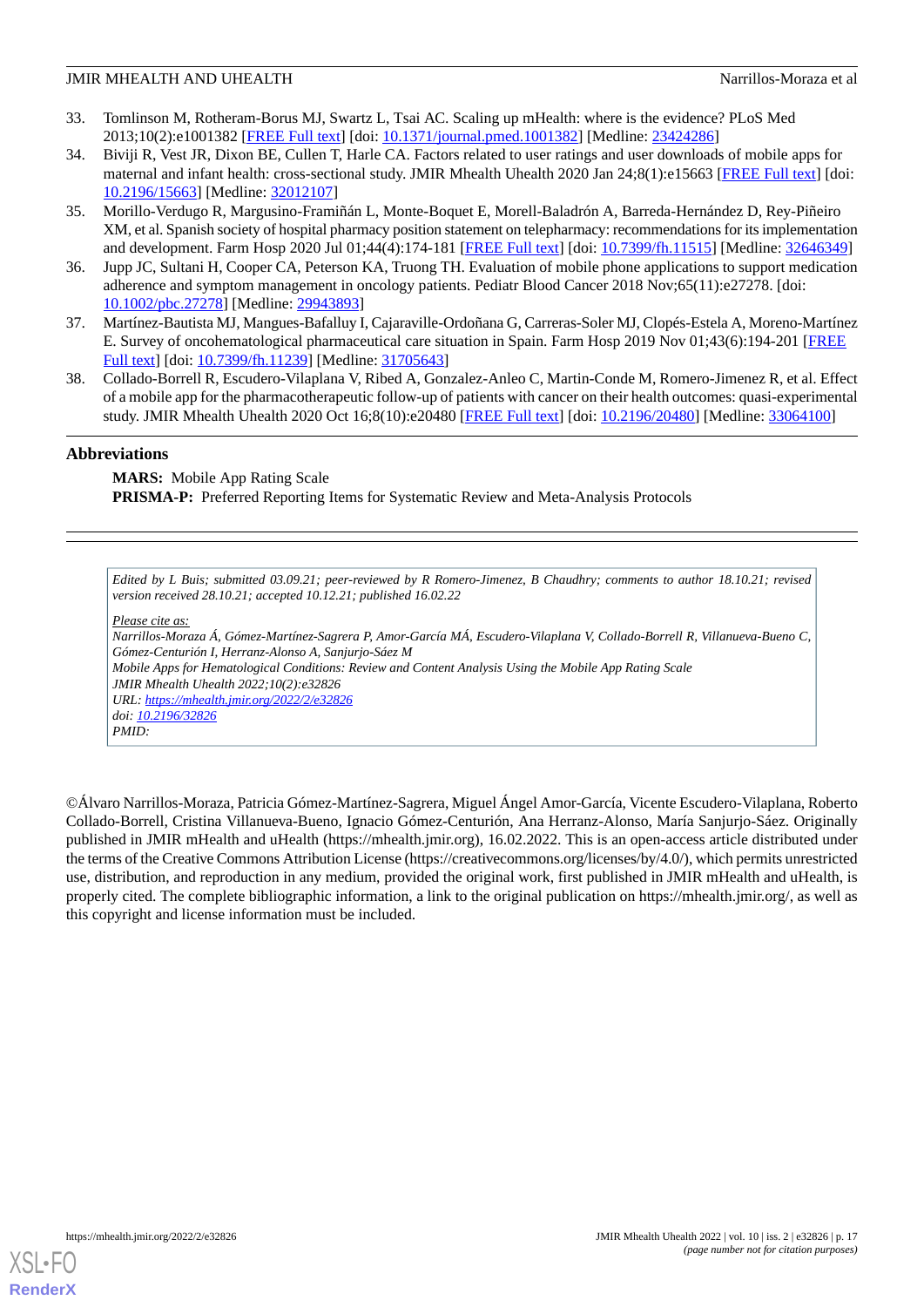33. Tomlinson M, Rotheram-Borus MJ, Swartz L, Tsai AC. Scaling up mHealth: where is the evidence? PLoS Med 2013;10(2):e1001382 [FREE Full text] [doi: 10.1371/journal.pmed.1001382] [Medline: 23424286]
34. Biviji R, Vest JR, Dixon BE, Cullen T, Harle CA. Factors related to user ratings and user downloads of mobile apps for maternal and infant health: cross-sectional study. JMIR Mhealth Uhealth 2020 Jan 24;8(1):e15663 [FREE Full text] [doi: 10.2196/15663] [Medline: 32012107]
35. Morillo-Verdugo R, Margusino-Framiñán L, Monte-Boquet E, Morell-Baladrón A, Barreda-Hernández D, Rey-Piñeiro XM, et al. Spanish society of hospital pharmacy position statement on telepharmacy: recommendations for its implementation and development. Farm Hosp 2020 Jul 01;44(4):174-181 [FREE Full text] [doi: 10.7399/fh.11515] [Medline: 32646349]
36. Jupp JC, Sultani H, Cooper CA, Peterson KA, Truong TH. Evaluation of mobile phone applications to support medication adherence and symptom management in oncology patients. Pediatr Blood Cancer 2018 Nov;65(11):e27278. [doi: 10.1002/pbc.27278] [Medline: 29943893]
37. Martínez-Bautista MJ, Mangues-Bafalluy I, Cajaraville-Ordoñana G, Carreras-Soler MJ, Clopés-Estela A, Moreno-Martínez E. Survey of oncohematological pharmaceutical care situation in Spain. Farm Hosp 2019 Nov 01;43(6):194-201 [FREE Full text] [doi: 10.7399/fh.11239] [Medline: 31705643]
38. Collado-Borrell R, Escudero-Vilaplana V, Ribed A, Gonzalez-Anleo C, Martin-Conde M, Romero-Jimenez R, et al. Effect of a mobile app for the pharmacotherapeutic follow-up of patients with cancer on their health outcomes: quasi-experimental study. JMIR Mhealth Uhealth 2020 Oct 16;8(10):e20480 [FREE Full text] [doi: 10.2196/20480] [Medline: 33064100]

## Abbreviations

**MARS:** Mobile App Rating Scale
**PRISMA-P:** Preferred Reporting Items for Systematic Review and Meta-Analysis Protocols

*Edited by L Buis; submitted 03.09.21; peer-reviewed by R Romero-Jimenez, B Chaudhry; comments to author 18.10.21; revised version received 28.10.21; accepted 10.12.21; published 16.02.22*

*Please cite as:*
*Narrillos-Moraza Á, Gómez-Martínez-Sagrera P, Amor-García MÁ, Escudero-Vilaplana V, Collado-Borrell R, Villanueva-Bueno C, Gómez-Centurión I, Herranz-Alonso A, Sanjurjo-Sáez M*
*Mobile Apps for Hematological Conditions: Review and Content Analysis Using the Mobile App Rating Scale*
*JMIR Mhealth Uhealth 2022;10(2):e32826*
*URL: https://mhealth.jmir.org/2022/2/e32826*
*doi: 10.2196/32826*
*PMID:*

©Álvaro Narrillos-Moraza, Patricia Gómez-Martínez-Sagrera, Miguel Ángel Amor-García, Vicente Escudero-Vilaplana, Roberto Collado-Borrell, Cristina Villanueva-Bueno, Ignacio Gómez-Centurión, Ana Herranz-Alonso, María Sanjurjo-Sáez. Originally published in JMIR mHealth and uHealth (https://mhealth.jmir.org), 16.02.2022. This is an open-access article distributed under the terms of the Creative Commons Attribution License (https://creativecommons.org/licenses/by/4.0/), which permits unrestricted use, distribution, and reproduction in any medium, provided the original work, first published in JMIR mHealth and uHealth, is properly cited. The complete bibliographic information, a link to the original publication on https://mhealth.jmir.org/, as well as this copyright and license information must be included.